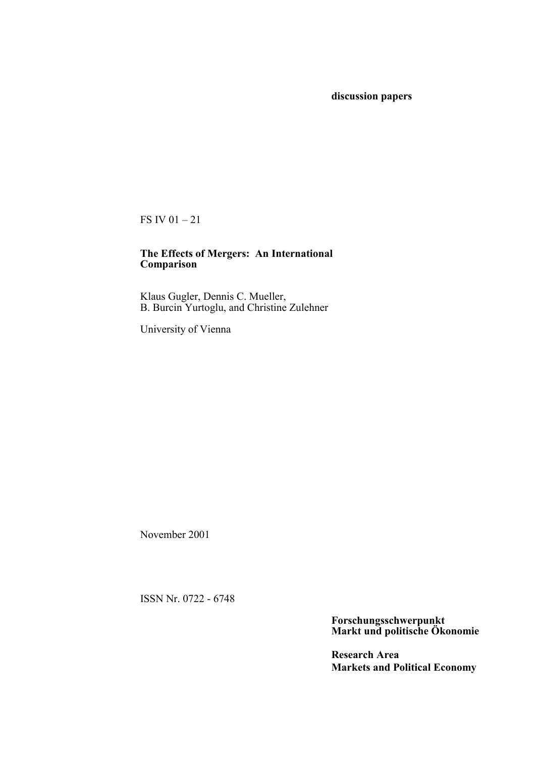**discussion papers**

FS IV 01 – 21

**The Effects of Mergers: An International Comparison**

Klaus Gugler, Dennis C. Mueller,
B. Burcin Yurtoglu, and Christine Zulehner

University of Vienna

November 2001

ISSN Nr. 0722 - 6748

**Forschungsschwerpunkt**
**Markt und politische Ökonomie**

**Research Area**
**Markets and Political Economy**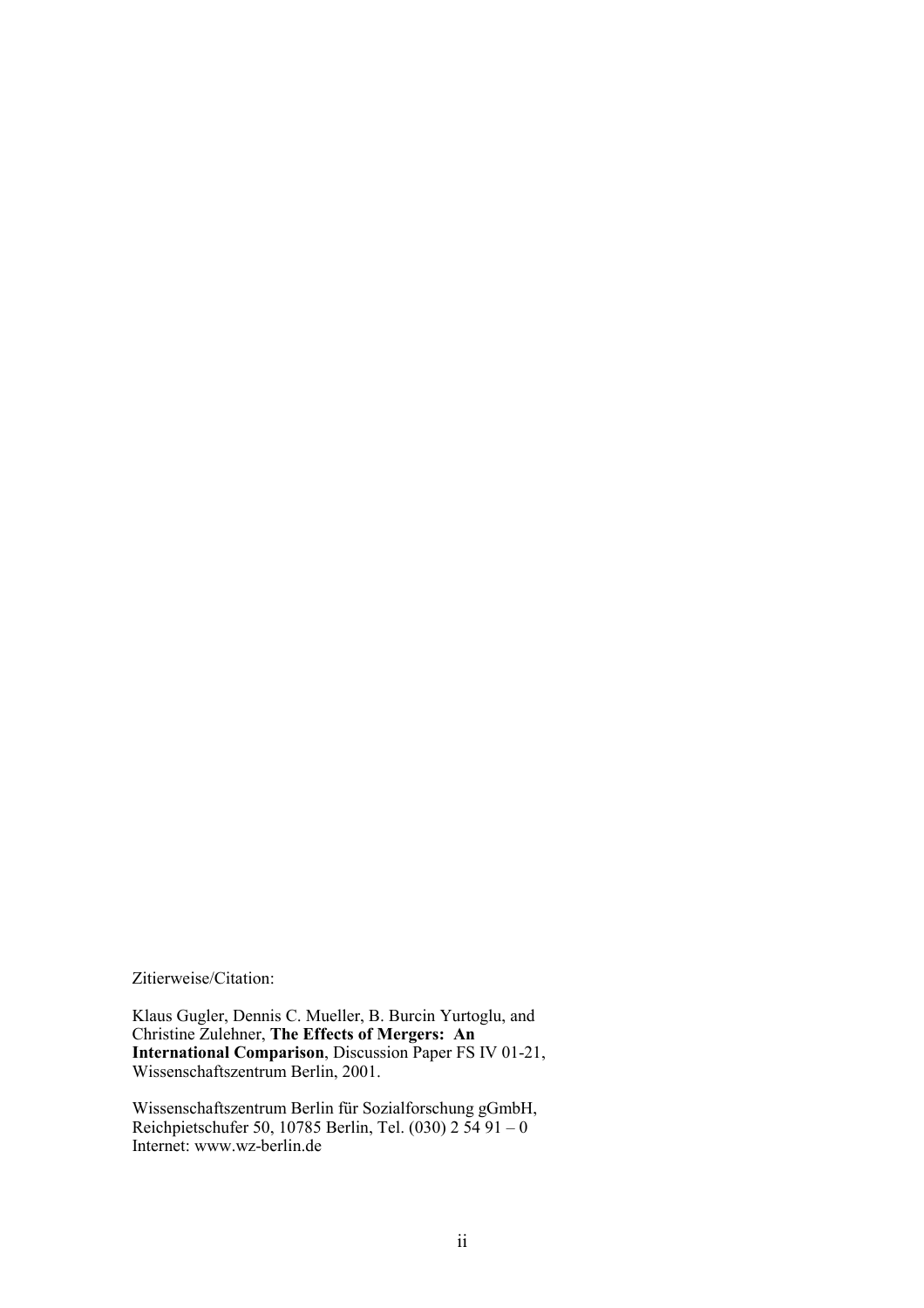Zitierweise/Citation:

Klaus Gugler, Dennis C. Mueller, B. Burcin Yurtoglu, and Christine Zulehner, **The Effects of Mergers: An International Comparison**, Discussion Paper FS IV 01-21, Wissenschaftszentrum Berlin, 2001.

Wissenschaftszentrum Berlin für Sozialforschung gGmbH, Reichpietschufer 50, 10785 Berlin, Tel. (030) 2 54 91 – 0
Internet: www.wz-berlin.de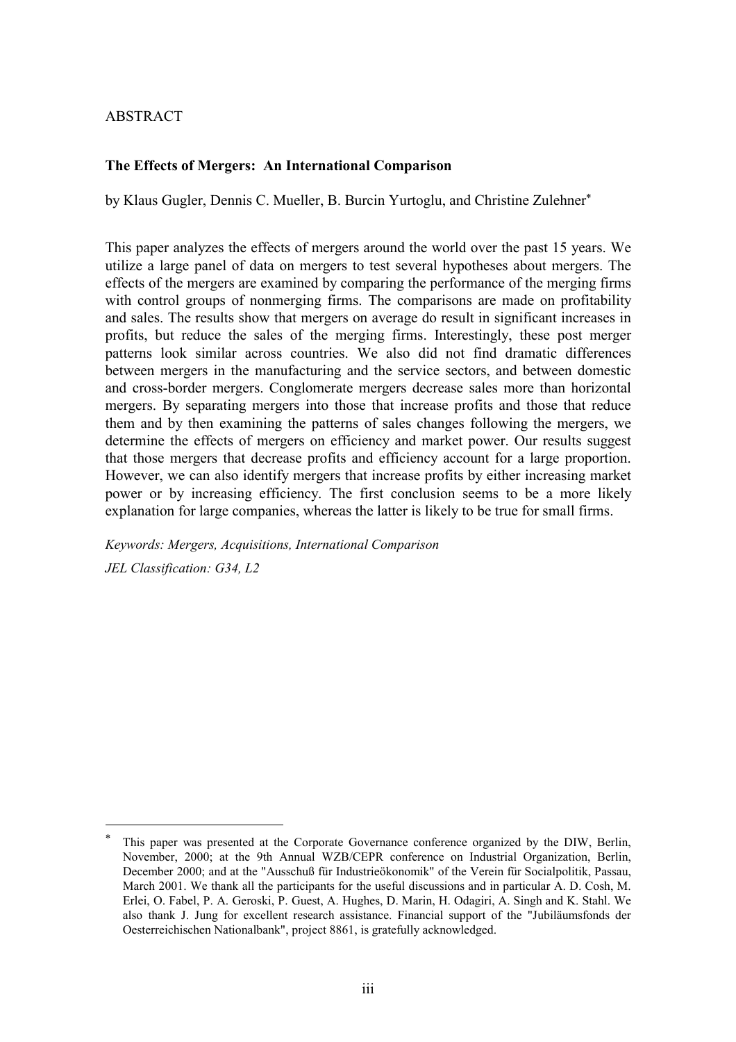ABSTRACT

**The Effects of Mergers: An International Comparison**

by Klaus Gugler, Dennis C. Mueller, B. Burcin Yurtoglu, and Christine Zulehner*

This paper analyzes the effects of mergers around the world over the past 15 years. We utilize a large panel of data on mergers to test several hypotheses about mergers. The effects of the mergers are examined by comparing the performance of the merging firms with control groups of nonmerging firms. The comparisons are made on profitability and sales. The results show that mergers on average do result in significant increases in profits, but reduce the sales of the merging firms. Interestingly, these post merger patterns look similar across countries. We also did not find dramatic differences between mergers in the manufacturing and the service sectors, and between domestic and cross-border mergers. Conglomerate mergers decrease sales more than horizontal mergers. By separating mergers into those that increase profits and those that reduce them and by then examining the patterns of sales changes following the mergers, we determine the effects of mergers on efficiency and market power. Our results suggest that those mergers that decrease profits and efficiency account for a large proportion. However, we can also identify mergers that increase profits by either increasing market power or by increasing efficiency. The first conclusion seems to be a more likely explanation for large companies, whereas the latter is likely to be true for small firms.

*Keywords: Mergers, Acquisitions, International Comparison*

*JEL Classification: G34, L2*

---

* This paper was presented at the Corporate Governance conference organized by the DIW, Berlin, November, 2000; at the 9th Annual WZB/CEPR conference on Industrial Organization, Berlin, December 2000; and at the "Ausschuß für Industrieökonomik" of the Verein für Socialpolitik, Passau, March 2001. We thank all the participants for the useful discussions and in particular A. D. Cosh, M. Erlei, O. Fabel, P. A. Geroski, P. Guest, A. Hughes, D. Marin, H. Odagiri, A. Singh and K. Stahl. We also thank J. Jung for excellent research assistance. Financial support of the "Jubiläumsfonds der Oesterreichischen Nationalbank", project 8861, is gratefully acknowledged.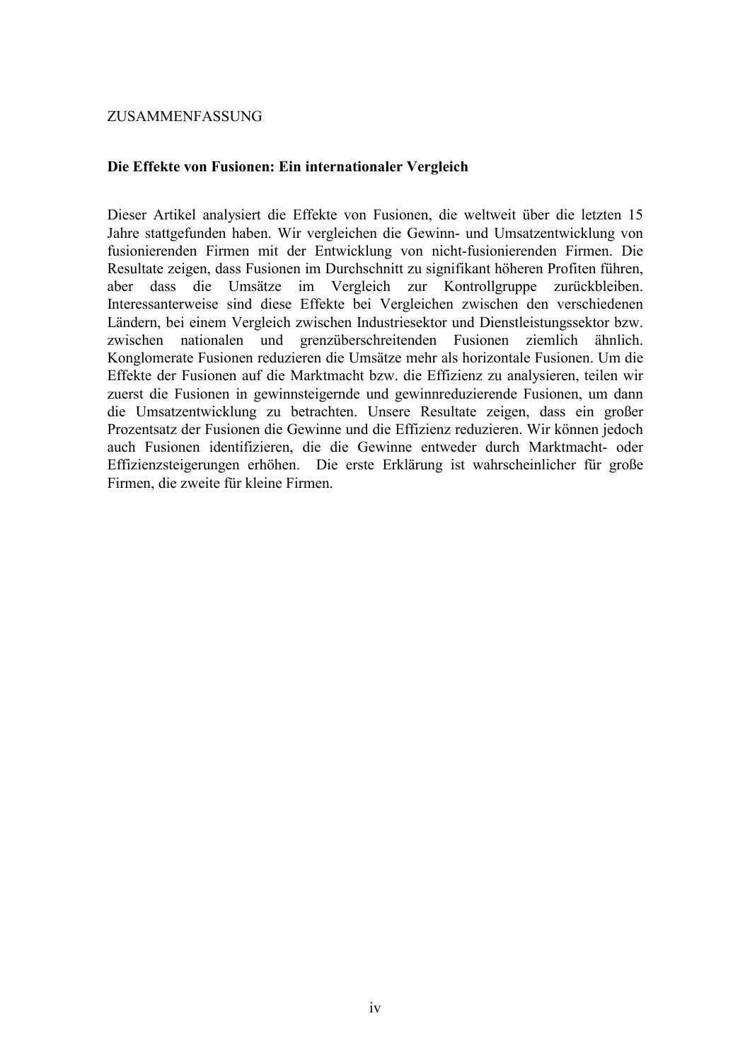ZUSAMMENFASSUNG

**Die Effekte von Fusionen: Ein internationaler Vergleich**

Dieser Artikel analysiert die Effekte von Fusionen, die weltweit über die letzten 15 Jahre stattgefunden haben. Wir vergleichen die Gewinn- und Umsatzentwicklung von fusionierenden Firmen mit der Entwicklung von nicht-fusionierenden Firmen. Die Resultate zeigen, dass Fusionen im Durchschnitt zu signifikant höheren Profiten führen, aber dass die Umsätze im Vergleich zur Kontrollgruppe zurückbleiben. Interessanterweise sind diese Effekte bei Vergleichen zwischen den verschiedenen Ländern, bei einem Vergleich zwischen Industriesektor und Dienstleistungssektor bzw. zwischen nationalen und grenzüberschreitenden Fusionen ziemlich ähnlich. Konglomerate Fusionen reduzieren die Umsätze mehr als horizontale Fusionen. Um die Effekte der Fusionen auf die Marktmacht bzw. die Effizienz zu analysieren, teilen wir zuerst die Fusionen in gewinnsteigernde und gewinnreduzierende Fusionen, um dann die Umsatzentwicklung zu betrachten. Unsere Resultate zeigen, dass ein großer Prozentsatz der Fusionen die Gewinne und die Effizienz reduzieren. Wir können jedoch auch Fusionen identifizieren, die die Gewinne entweder durch Marktmacht- oder Effizienzsteigerungen erhöhen. Die erste Erklärung ist wahrscheinlicher für große Firmen, die zweite für kleine Firmen.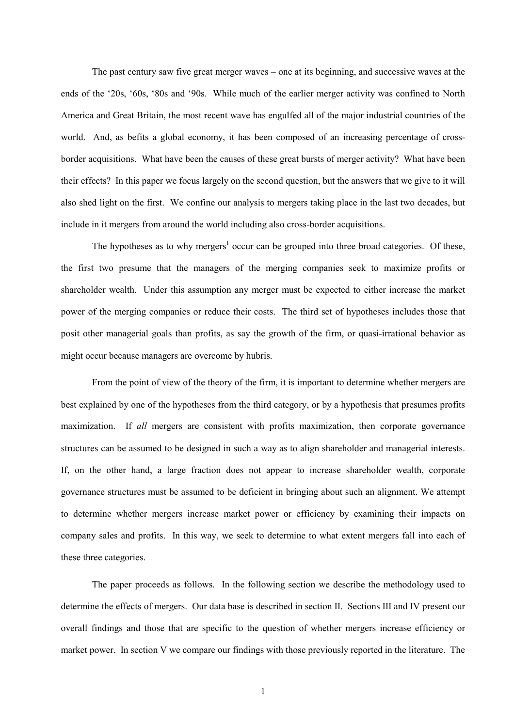The past century saw five great merger waves – one at its beginning, and successive waves at the ends of the '20s, '60s, '80s and '90s. While much of the earlier merger activity was confined to North America and Great Britain, the most recent wave has engulfed all of the major industrial countries of the world. And, as befits a global economy, it has been composed of an increasing percentage of cross-border acquisitions. What have been the causes of these great bursts of merger activity? What have been their effects? In this paper we focus largely on the second question, but the answers that we give to it will also shed light on the first. We confine our analysis to mergers taking place in the last two decades, but include in it mergers from around the world including also cross-border acquisitions.

The hypotheses as to why mergers[1] occur can be grouped into three broad categories. Of these, the first two presume that the managers of the merging companies seek to maximize profits or shareholder wealth. Under this assumption any merger must be expected to either increase the market power of the merging companies or reduce their costs. The third set of hypotheses includes those that posit other managerial goals than profits, as say the growth of the firm, or quasi-irrational behavior as might occur because managers are overcome by hubris.

From the point of view of the theory of the firm, it is important to determine whether mergers are best explained by one of the hypotheses from the third category, or by a hypothesis that presumes profits maximization. If *all* mergers are consistent with profits maximization, then corporate governance structures can be assumed to be designed in such a way as to align shareholder and managerial interests. If, on the other hand, a large fraction does not appear to increase shareholder wealth, corporate governance structures must be assumed to be deficient in bringing about such an alignment. We attempt to determine whether mergers increase market power or efficiency by examining their impacts on company sales and profits. In this way, we seek to determine to what extent mergers fall into each of these three categories.

The paper proceeds as follows. In the following section we describe the methodology used to determine the effects of mergers. Our data base is described in section II. Sections III and IV present our overall findings and those that are specific to the question of whether mergers increase efficiency or market power. In section V we compare our findings with those previously reported in the literature. The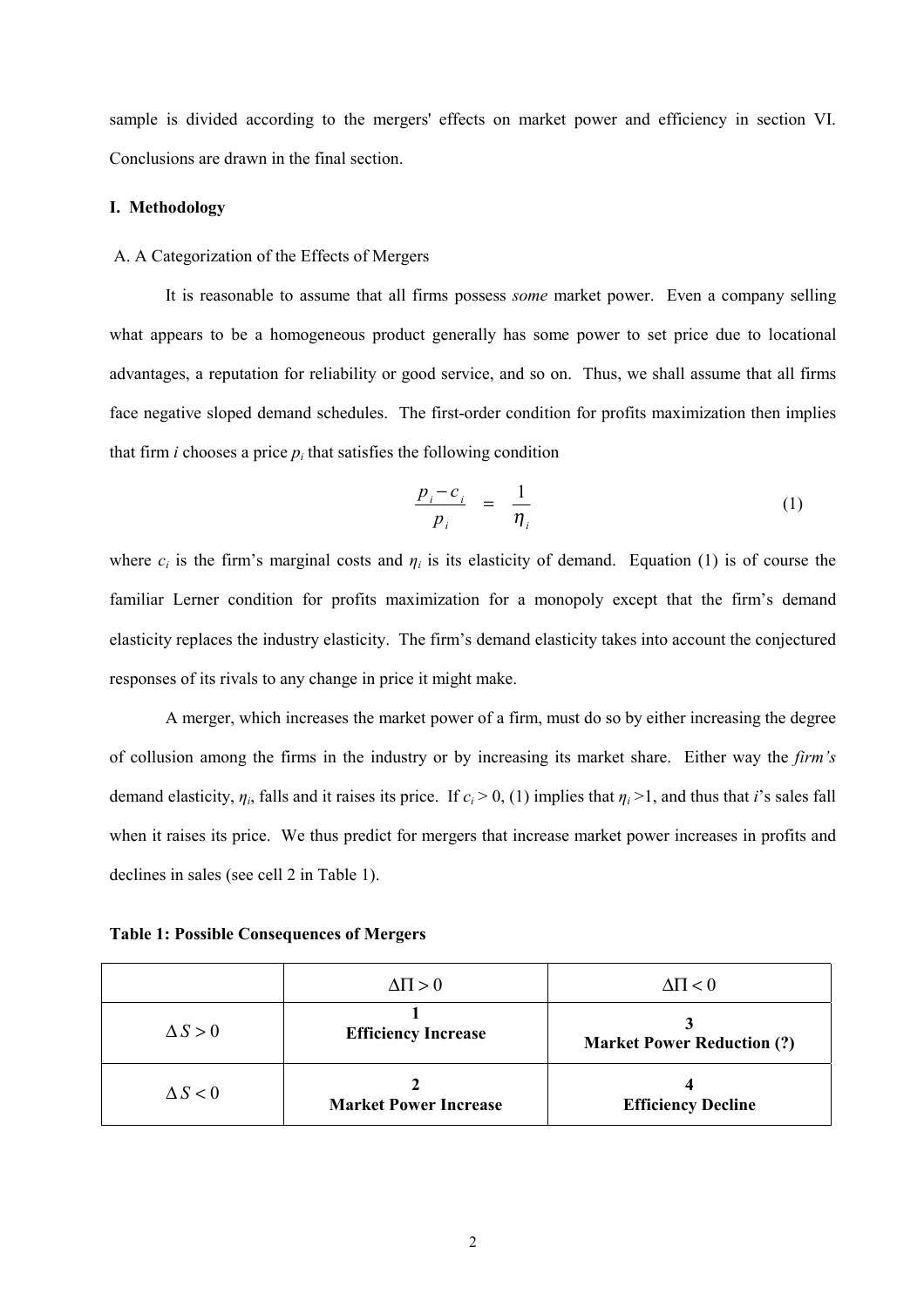sample is divided according to the mergers' effects on market power and efficiency in section VI. Conclusions are drawn in the final section.

## I. Methodology

### A. A Categorization of the Effects of Mergers

It is reasonable to assume that all firms possess *some* market power. Even a company selling what appears to be a homogeneous product generally has some power to set price due to locational advantages, a reputation for reliability or good service, and so on. Thus, we shall assume that all firms face negative sloped demand schedules. The first-order condition for profits maximization then implies that firm *i* chooses a price $p_i$ that satisfies the following condition

$$\frac{p_i - c_i}{p_i} = \frac{1}{\eta_i} \tag{1}$$

where $c_i$ is the firm's marginal costs and $\eta_i$ is its elasticity of demand. Equation (1) is of course the familiar Lerner condition for profits maximization for a monopoly except that the firm's demand elasticity replaces the industry elasticity. The firm's demand elasticity takes into account the conjectured responses of its rivals to any change in price it might make.

A merger, which increases the market power of a firm, must do so by either increasing the degree of collusion among the firms in the industry or by increasing its market share. Either way the *firm's* demand elasticity, $\eta_i$, falls and it raises its price. If $c_i > 0$, (1) implies that $\eta_i > 1$, and thus that *i*'s sales fall when it raises its price. We thus predict for mergers that increase market power increases in profits and declines in sales (see cell 2 in Table 1).

**Table 1: Possible Consequences of Mergers**

| | $\Delta\Pi > 0$ | $\Delta\Pi < 0$ |
|---|---|---|
| $\Delta S > 0$ | **1** **Efficiency Increase** | **3** **Market Power Reduction (?)** |
| $\Delta S < 0$ | **2** **Market Power Increase** | **4** **Efficiency Decline** |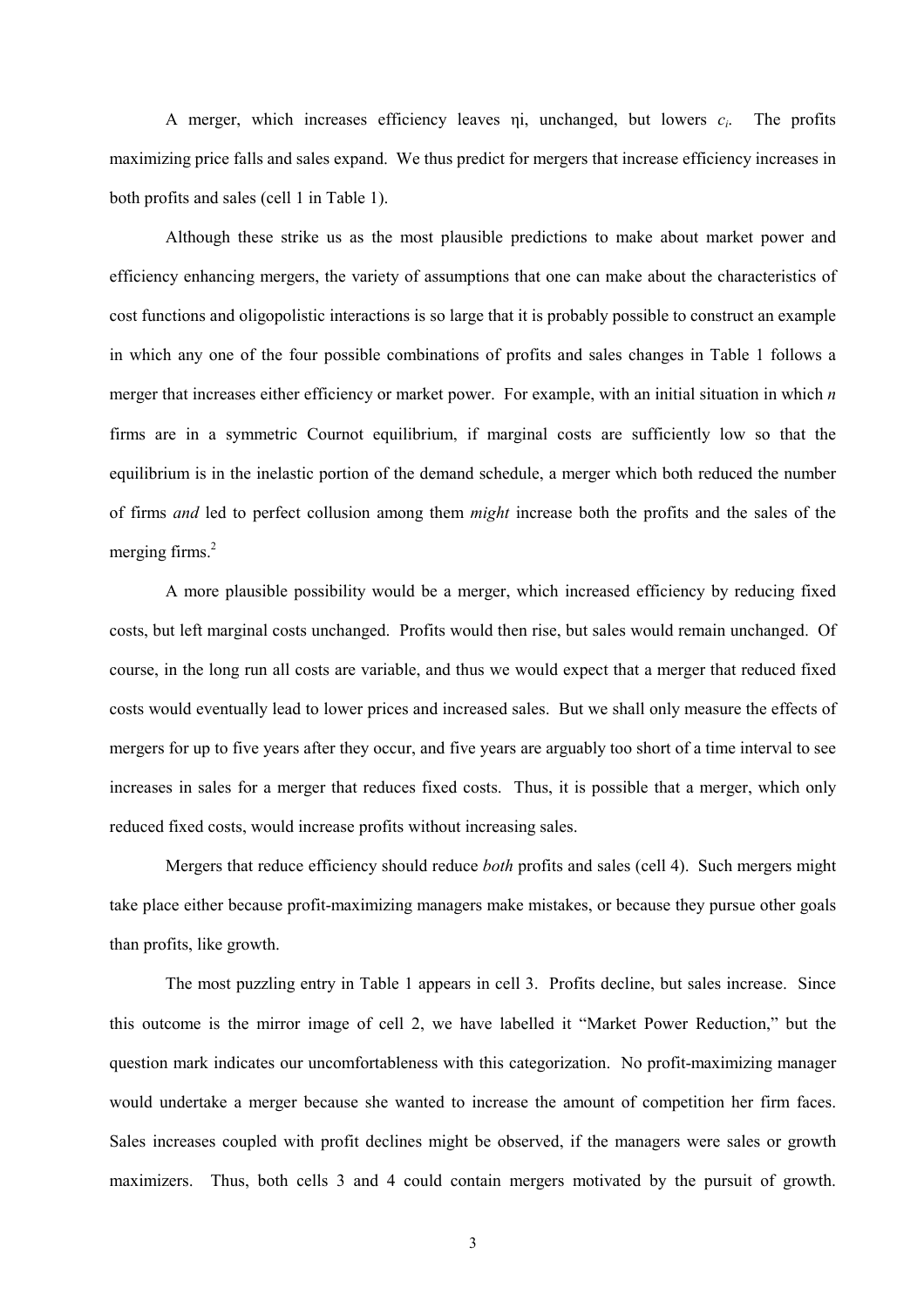A merger, which increases efficiency leaves $\eta_i$, unchanged, but lowers $c_i$. The profits maximizing price falls and sales expand. We thus predict for mergers that increase efficiency increases in both profits and sales (cell 1 in Table 1).

Although these strike us as the most plausible predictions to make about market power and efficiency enhancing mergers, the variety of assumptions that one can make about the characteristics of cost functions and oligopolistic interactions is so large that it is probably possible to construct an example in which any one of the four possible combinations of profits and sales changes in Table 1 follows a merger that increases either efficiency or market power. For example, with an initial situation in which $n$ firms are in a symmetric Cournot equilibrium, if marginal costs are sufficiently low so that the equilibrium is in the inelastic portion of the demand schedule, a merger which both reduced the number of firms *and* led to perfect collusion among them *might* increase both the profits and the sales of the merging firms.[2]

A more plausible possibility would be a merger, which increased efficiency by reducing fixed costs, but left marginal costs unchanged. Profits would then rise, but sales would remain unchanged. Of course, in the long run all costs are variable, and thus we would expect that a merger that reduced fixed costs would eventually lead to lower prices and increased sales. But we shall only measure the effects of mergers for up to five years after they occur, and five years are arguably too short of a time interval to see increases in sales for a merger that reduces fixed costs. Thus, it is possible that a merger, which only reduced fixed costs, would increase profits without increasing sales.

Mergers that reduce efficiency should reduce *both* profits and sales (cell 4). Such mergers might take place either because profit-maximizing managers make mistakes, or because they pursue other goals than profits, like growth.

The most puzzling entry in Table 1 appears in cell 3. Profits decline, but sales increase. Since this outcome is the mirror image of cell 2, we have labelled it "Market Power Reduction," but the question mark indicates our uncomfortableness with this categorization. No profit-maximizing manager would undertake a merger because she wanted to increase the amount of competition her firm faces. Sales increases coupled with profit declines might be observed, if the managers were sales or growth maximizers. Thus, both cells 3 and 4 could contain mergers motivated by the pursuit of growth.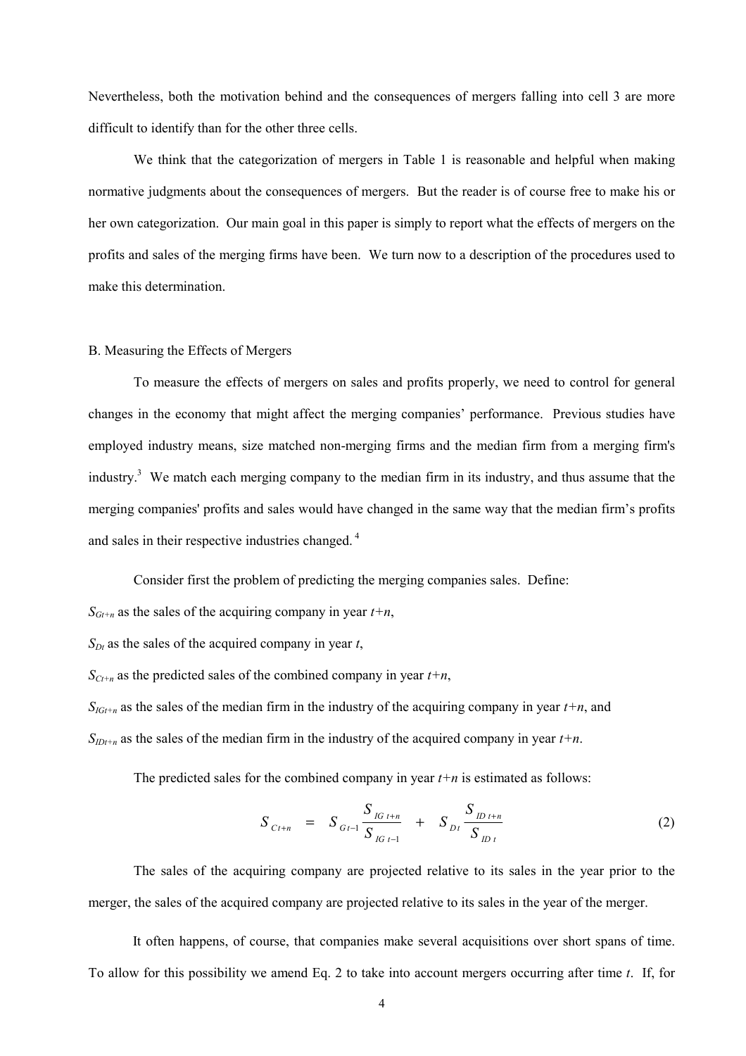Nevertheless, both the motivation behind and the consequences of mergers falling into cell 3 are more difficult to identify than for the other three cells.

We think that the categorization of mergers in Table 1 is reasonable and helpful when making normative judgments about the consequences of mergers. But the reader is of course free to make his or her own categorization. Our main goal in this paper is simply to report what the effects of mergers on the profits and sales of the merging firms have been. We turn now to a description of the procedures used to make this determination.

## B. Measuring the Effects of Mergers

To measure the effects of mergers on sales and profits properly, we need to control for general changes in the economy that might affect the merging companies' performance. Previous studies have employed industry means, size matched non-merging firms and the median firm from a merging firm's industry.[3] We match each merging company to the median firm in its industry, and thus assume that the merging companies' profits and sales would have changed in the same way that the median firm's profits and sales in their respective industries changed.[4]

Consider first the problem of predicting the merging companies sales. Define:

$S_{Gt+n}$ as the sales of the acquiring company in year $t+n$,

$S_{Dt}$ as the sales of the acquired company in year $t$,

$S_{Ct+n}$ as the predicted sales of the combined company in year $t+n$,

$S_{IGt+n}$ as the sales of the median firm in the industry of the acquiring company in year $t+n$, and

$S_{IDt+n}$ as the sales of the median firm in the industry of the acquired company in year $t+n$.

The predicted sales for the combined company in year $t+n$ is estimated as follows:

$$S_{Ct+n} \quad = \quad S_{Gt-1}\frac{S_{IG\,t+n}}{S_{IG\,t-1}} \quad + \quad S_{Dt}\frac{S_{ID\,t+n}}{S_{ID\,t}} \tag{2}$$

The sales of the acquiring company are projected relative to its sales in the year prior to the merger, the sales of the acquired company are projected relative to its sales in the year of the merger.

It often happens, of course, that companies make several acquisitions over short spans of time. To allow for this possibility we amend Eq. 2 to take into account mergers occurring after time $t$. If, for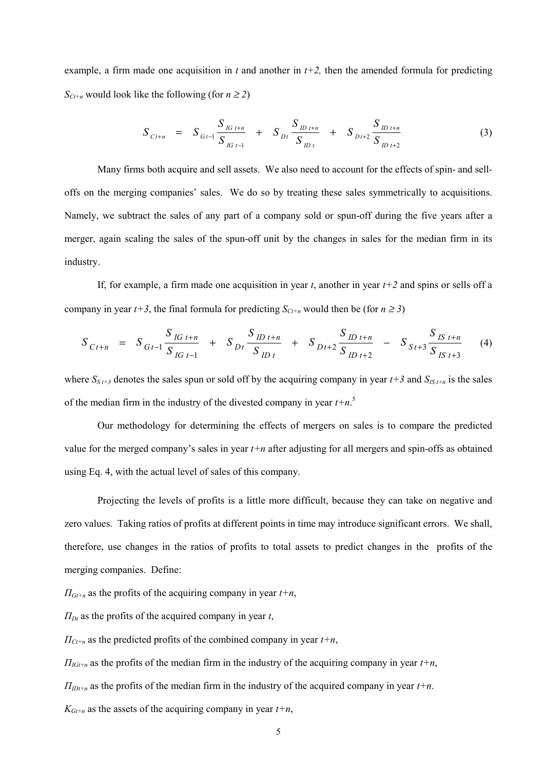example, a firm made one acquisition in $t$ and another in $t+2,$ then the amended formula for predicting $S_{Ct+n}$ would look like the following (for $n \geq 2$)

$$S_{Ct+n} = S_{Gt-1}\frac{S_{IG\,t+n}}{S_{IG\,t-1}} + S_{Dt}\frac{S_{ID\,t+n}}{S_{ID\,t}} + S_{Dt+2}\frac{S_{ID\,t+n}}{S_{ID\,t+2}} \tag{3}$$

Many firms both acquire and sell assets. We also need to account for the effects of spin- and sell-offs on the merging companies' sales. We do so by treating these sales symmetrically to acquisitions. Namely, we subtract the sales of any part of a company sold or spun-off during the five years after a merger, again scaling the sales of the spun-off unit by the changes in sales for the median firm in its industry.

If, for example, a firm made one acquisition in year $t$, another in year $t+2$ and spins or sells off a company in year $t+3$, the final formula for predicting $S_{Ct+n}$ would then be (for $n \geq 3$)

$$S_{Ct+n} = S_{Gt-1}\frac{S_{IG\,t+n}}{S_{IG\,t-1}} + S_{Dt}\frac{S_{ID\,t+n}}{S_{ID\,t}} + S_{Dt+2}\frac{S_{ID\,t+n}}{S_{ID\,t+2}} - S_{St+3}\frac{S_{IS\,t+n}}{S_{IS\,t+3}} \tag{4}$$

where $S_{S\,t+3}$ denotes the sales spun or sold off by the acquiring company in year $t+3$ and $S_{IS\,t+n}$ is the sales of the median firm in the industry of the divested company in year $t+n$.[5]

Our methodology for determining the effects of mergers on sales is to compare the predicted value for the merged company's sales in year $t+n$ after adjusting for all mergers and spin-offs as obtained using Eq. 4, with the actual level of sales of this company.

Projecting the levels of profits is a little more difficult, because they can take on negative and zero values. Taking ratios of profits at different points in time may introduce significant errors. We shall, therefore, use changes in the ratios of profits to total assets to predict changes in the profits of the merging companies. Define:

$\Pi_{Gt+n}$ as the profits of the acquiring company in year $t+n$,

$\Pi_{Dt}$ as the profits of the acquired company in year $t$,

$\Pi_{Ct+n}$ as the predicted profits of the combined company in year $t+n$,

$\Pi_{IGt+n}$ as the profits of the median firm in the industry of the acquiring company in year $t+n$,

$\Pi_{IDt+n}$ as the profits of the median firm in the industry of the acquired company in year $t+n$.

$K_{Gt+n}$ as the assets of the acquiring company in year $t+n$,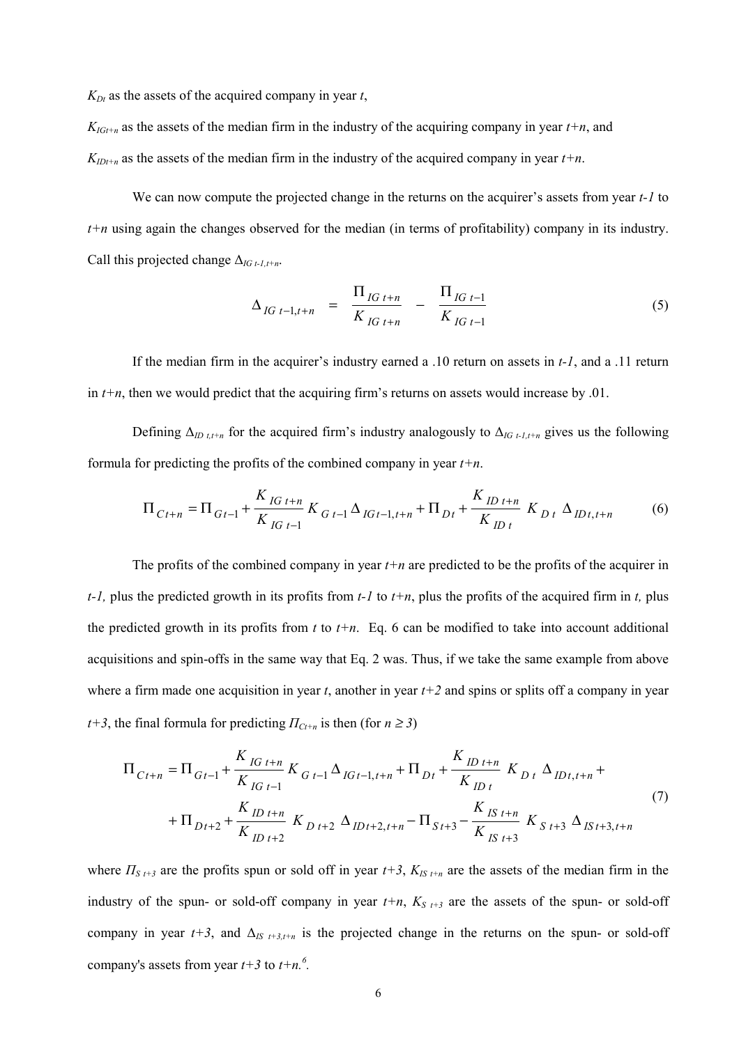$K_{Dt}$ as the assets of the acquired company in year $t$,

$K_{IGt+n}$ as the assets of the median firm in the industry of the acquiring company in year $t+n$, and

$K_{IDt+n}$ as the assets of the median firm in the industry of the acquired company in year $t+n$.

We can now compute the projected change in the returns on the acquirer's assets from year $t-1$ to $t+n$ using again the changes observed for the median (in terms of profitability) company in its industry. Call this projected change $\Delta_{IG\,t-1,t+n}$.

$$\Delta_{IG\,t-1,t+n} \;=\; \frac{\Pi_{IG\,t+n}}{K_{IG\,t+n}} \;-\; \frac{\Pi_{IG\,t-1}}{K_{IG\,t-1}} \tag{5}$$

If the median firm in the acquirer's industry earned a .10 return on assets in $t-1$, and a .11 return in $t+n$, then we would predict that the acquiring firm's returns on assets would increase by .01.

Defining $\Delta_{ID\,t,t+n}$ for the acquired firm's industry analogously to $\Delta_{IG\,t-1,t+n}$ gives us the following formula for predicting the profits of the combined company in year $t+n$.

$$\Pi_{Ct+n} = \Pi_{Gt-1} + \frac{K_{IG\,t+n}}{K_{IG\,t-1}} K_{G\,t-1}\,\Delta_{IGt-1,t+n} + \Pi_{Dt} + \frac{K_{ID\,t+n}}{K_{ID\,t}} K_{D\,t}\,\Delta_{IDt,t+n} \tag{6}$$

The profits of the combined company in year $t+n$ are predicted to be the profits of the acquirer in $t-1$, plus the predicted growth in its profits from $t-1$ to $t+n$, plus the profits of the acquired firm in $t$, plus the predicted growth in its profits from $t$ to $t+n$. Eq. 6 can be modified to take into account additional acquisitions and spin-offs in the same way that Eq. 2 was. Thus, if we take the same example from above where a firm made one acquisition in year $t$, another in year $t+2$ and spins or splits off a company in year $t+3$, the final formula for predicting $\Pi_{Ct+n}$ is then (for $n \geq 3$)

$$\begin{aligned}\Pi_{Ct+n} = \Pi_{Gt-1} &+ \frac{K_{IG\,t+n}}{K_{IG\,t-1}} K_{G\,t-1}\,\Delta_{IGt-1,t+n} + \Pi_{Dt} + \frac{K_{ID\,t+n}}{K_{ID\,t}} K_{D\,t}\,\Delta_{IDt,t+n} + \\ &+ \Pi_{Dt+2} + \frac{K_{ID\,t+n}}{K_{ID\,t+2}} K_{D\,t+2}\,\Delta_{IDt+2,t+n} - \Pi_{St+3} - \frac{K_{IS\,t+n}}{K_{IS\,t+3}} K_{S\,t+3}\,\Delta_{IS\,t+3,t+n}\end{aligned} \tag{7}$$

where $\Pi_{S\,t+3}$ are the profits spun or sold off in year $t+3$, $K_{IS\,t+n}$ are the assets of the median firm in the industry of the spun- or sold-off company in year $t+n$, $K_{S\,t+3}$ are the assets of the spun- or sold-off company in year $t+3$, and $\Delta_{IS\,t+3,t+n}$ is the projected change in the returns on the spun- or sold-off company's assets from year $t+3$ to $t+n$.[6]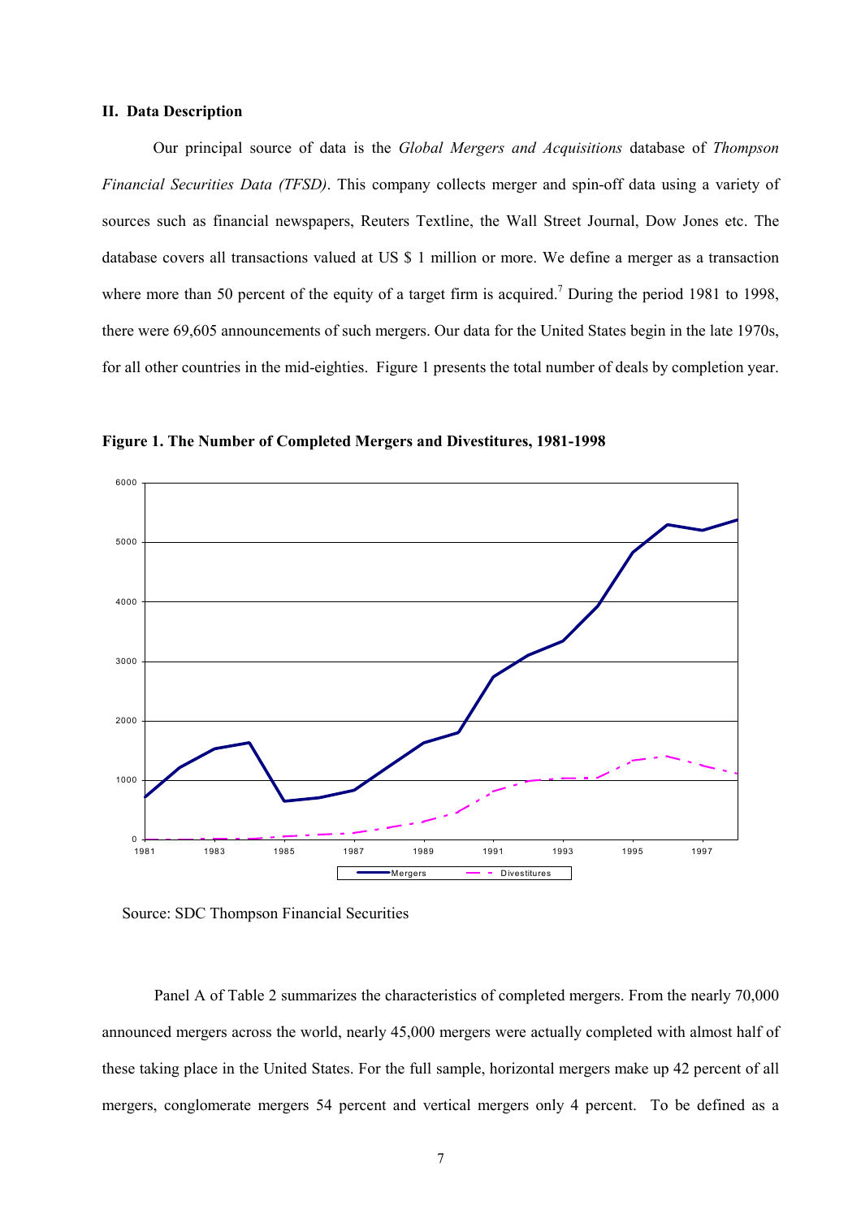### II. Data Description

Our principal source of data is the *Global Mergers and Acquisitions* database of *Thompson Financial Securities Data (TFSD)*. This company collects merger and spin-off data using a variety of sources such as financial newspapers, Reuters Textline, the Wall Street Journal, Dow Jones etc. The database covers all transactions valued at US $ 1 million or more. We define a merger as a transaction where more than 50 percent of the equity of a target firm is acquired.[7] During the period 1981 to 1998, there were 69,605 announcements of such mergers. Our data for the United States begin in the late 1970s, for all other countries in the mid-eighties. Figure 1 presents the total number of deals by completion year.

**Figure 1. The Number of Completed Mergers and Divestitures, 1981-1998**

Source: SDC Thompson Financial Securities

Panel A of Table 2 summarizes the characteristics of completed mergers. From the nearly 70,000 announced mergers across the world, nearly 45,000 mergers were actually completed with almost half of these taking place in the United States. For the full sample, horizontal mergers make up 42 percent of all mergers, conglomerate mergers 54 percent and vertical mergers only 4 percent. To be defined as a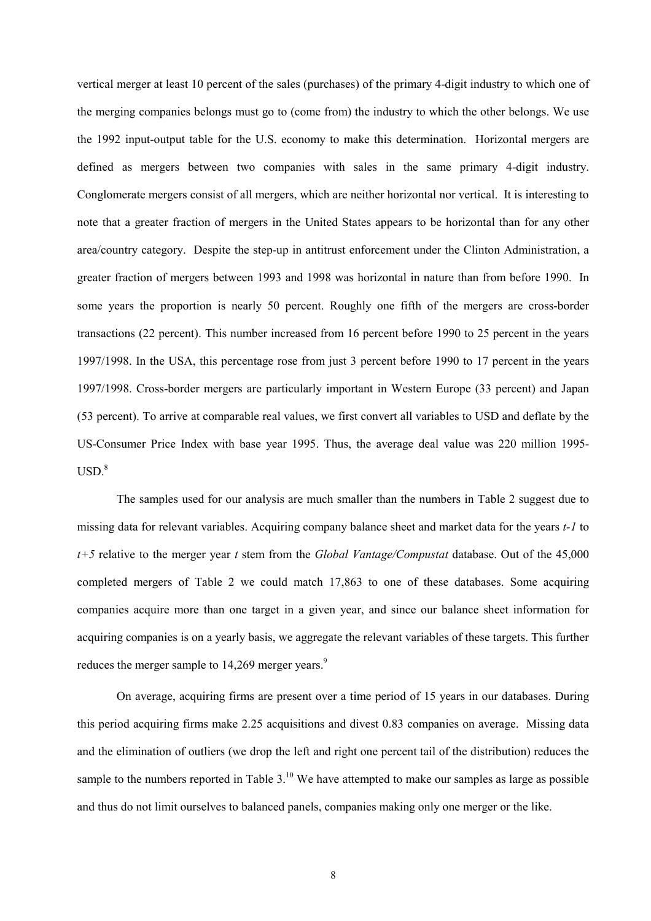vertical merger at least 10 percent of the sales (purchases) of the primary 4-digit industry to which one of the merging companies belongs must go to (come from) the industry to which the other belongs. We use the 1992 input-output table for the U.S. economy to make this determination. Horizontal mergers are defined as mergers between two companies with sales in the same primary 4-digit industry. Conglomerate mergers consist of all mergers, which are neither horizontal nor vertical. It is interesting to note that a greater fraction of mergers in the United States appears to be horizontal than for any other area/country category. Despite the step-up in antitrust enforcement under the Clinton Administration, a greater fraction of mergers between 1993 and 1998 was horizontal in nature than from before 1990. In some years the proportion is nearly 50 percent. Roughly one fifth of the mergers are cross-border transactions (22 percent). This number increased from 16 percent before 1990 to 25 percent in the years 1997/1998. In the USA, this percentage rose from just 3 percent before 1990 to 17 percent in the years 1997/1998. Cross-border mergers are particularly important in Western Europe (33 percent) and Japan (53 percent). To arrive at comparable real values, we first convert all variables to USD and deflate by the US-Consumer Price Index with base year 1995. Thus, the average deal value was 220 million 1995-USD.[8]

The samples used for our analysis are much smaller than the numbers in Table 2 suggest due to missing data for relevant variables. Acquiring company balance sheet and market data for the years *t-1* to *t+5* relative to the merger year *t* stem from the *Global Vantage/Compustat* database. Out of the 45,000 completed mergers of Table 2 we could match 17,863 to one of these databases. Some acquiring companies acquire more than one target in a given year, and since our balance sheet information for acquiring companies is on a yearly basis, we aggregate the relevant variables of these targets. This further reduces the merger sample to 14,269 merger years.[9]

On average, acquiring firms are present over a time period of 15 years in our databases. During this period acquiring firms make 2.25 acquisitions and divest 0.83 companies on average. Missing data and the elimination of outliers (we drop the left and right one percent tail of the distribution) reduces the sample to the numbers reported in Table 3.[10] We have attempted to make our samples as large as possible and thus do not limit ourselves to balanced panels, companies making only one merger or the like.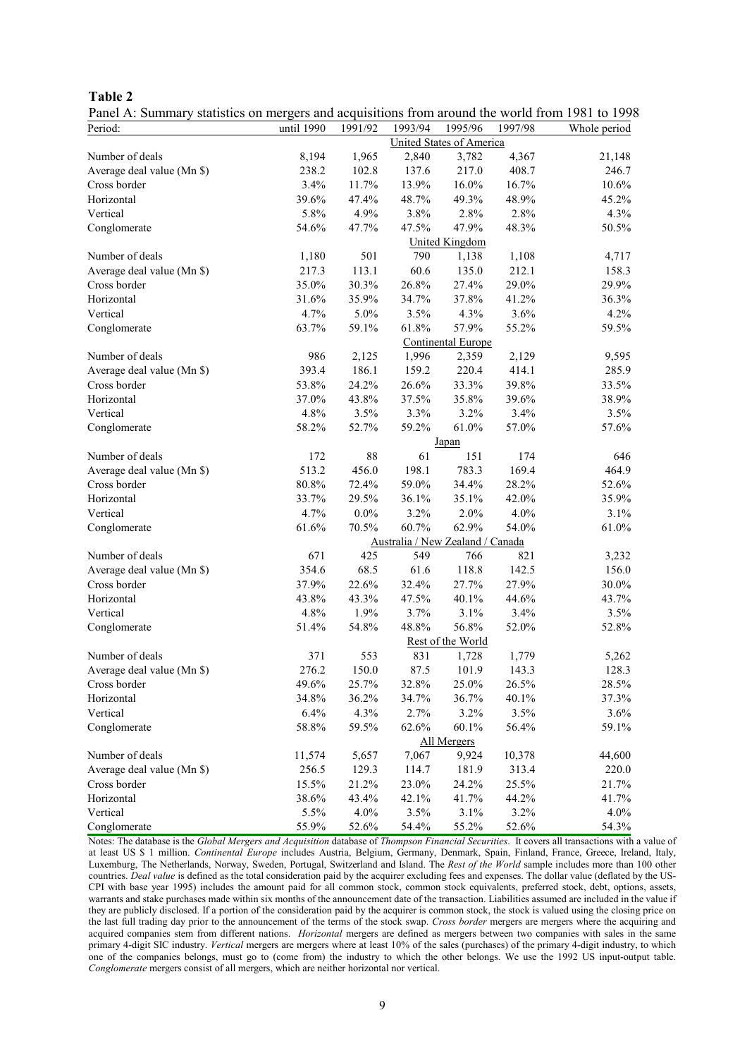**Table 2**

Panel A: Summary statistics on mergers and acquisitions from around the world from 1981 to 1998

| Period: | until 1990 | 1991/92 | 1993/94 | 1995/96 | 1997/98 | Whole period |
|---|---|---|---|---|---|---|
| | | | United States of America | | | |
| Number of deals | 8,194 | 1,965 | 2,840 | 3,782 | 4,367 | 21,148 |
| Average deal value (Mn $) | 238.2 | 102.8 | 137.6 | 217.0 | 408.7 | 246.7 |
| Cross border | 3.4% | 11.7% | 13.9% | 16.0% | 16.7% | 10.6% |
| Horizontal | 39.6% | 47.4% | 48.7% | 49.3% | 48.9% | 45.2% |
| Vertical | 5.8% | 4.9% | 3.8% | 2.8% | 2.8% | 4.3% |
| Conglomerate | 54.6% | 47.7% | 47.5% | 47.9% | 48.3% | 50.5% |
| | | | United Kingdom | | | |
| Number of deals | 1,180 | 501 | 790 | 1,138 | 1,108 | 4,717 |
| Average deal value (Mn $) | 217.3 | 113.1 | 60.6 | 135.0 | 212.1 | 158.3 |
| Cross border | 35.0% | 30.3% | 26.8% | 27.4% | 29.0% | 29.9% |
| Horizontal | 31.6% | 35.9% | 34.7% | 37.8% | 41.2% | 36.3% |
| Vertical | 4.7% | 5.0% | 3.5% | 4.3% | 3.6% | 4.2% |
| Conglomerate | 63.7% | 59.1% | 61.8% | 57.9% | 55.2% | 59.5% |
| | | | Continental Europe | | | |
| Number of deals | 986 | 2,125 | 1,996 | 2,359 | 2,129 | 9,595 |
| Average deal value (Mn $) | 393.4 | 186.1 | 159.2 | 220.4 | 414.1 | 285.9 |
| Cross border | 53.8% | 24.2% | 26.6% | 33.3% | 39.8% | 33.5% |
| Horizontal | 37.0% | 43.8% | 37.5% | 35.8% | 39.6% | 38.9% |
| Vertical | 4.8% | 3.5% | 3.3% | 3.2% | 3.4% | 3.5% |
| Conglomerate | 58.2% | 52.7% | 59.2% | 61.0% | 57.0% | 57.6% |
| | | | Japan | | | |
| Number of deals | 172 | 88 | 61 | 151 | 174 | 646 |
| Average deal value (Mn $) | 513.2 | 456.0 | 198.1 | 783.3 | 169.4 | 464.9 |
| Cross border | 80.8% | 72.4% | 59.0% | 34.4% | 28.2% | 52.6% |
| Horizontal | 33.7% | 29.5% | 36.1% | 35.1% | 42.0% | 35.9% |
| Vertical | 4.7% | 0.0% | 3.2% | 2.0% | 4.0% | 3.1% |
| Conglomerate | 61.6% | 70.5% | 60.7% | 62.9% | 54.0% | 61.0% |
| | | | Australia / New Zealand / Canada | | | |
| Number of deals | 671 | 425 | 549 | 766 | 821 | 3,232 |
| Average deal value (Mn $) | 354.6 | 68.5 | 61.6 | 118.8 | 142.5 | 156.0 |
| Cross border | 37.9% | 22.6% | 32.4% | 27.7% | 27.9% | 30.0% |
| Horizontal | 43.8% | 43.3% | 47.5% | 40.1% | 44.6% | 43.7% |
| Vertical | 4.8% | 1.9% | 3.7% | 3.1% | 3.4% | 3.5% |
| Conglomerate | 51.4% | 54.8% | 48.8% | 56.8% | 52.0% | 52.8% |
| | | | Rest of the World | | | |
| Number of deals | 371 | 553 | 831 | 1,728 | 1,779 | 5,262 |
| Average deal value (Mn $) | 276.2 | 150.0 | 87.5 | 101.9 | 143.3 | 128.3 |
| Cross border | 49.6% | 25.7% | 32.8% | 25.0% | 26.5% | 28.5% |
| Horizontal | 34.8% | 36.2% | 34.7% | 36.7% | 40.1% | 37.3% |
| Vertical | 6.4% | 4.3% | 2.7% | 3.2% | 3.5% | 3.6% |
| Conglomerate | 58.8% | 59.5% | 62.6% | 60.1% | 56.4% | 59.1% |
| | | | All Mergers | | | |
| Number of deals | 11,574 | 5,657 | 7,067 | 9,924 | 10,378 | 44,600 |
| Average deal value (Mn $) | 256.5 | 129.3 | 114.7 | 181.9 | 313.4 | 220.0 |
| Cross border | 15.5% | 21.2% | 23.0% | 24.2% | 25.5% | 21.7% |
| Horizontal | 38.6% | 43.4% | 42.1% | 41.7% | 44.2% | 41.7% |
| Vertical | 5.5% | 4.0% | 3.5% | 3.1% | 3.2% | 4.0% |
| Conglomerate | 55.9% | 52.6% | 54.4% | 55.2% | 52.6% | 54.3% |

Notes: The database is the *Global Mergers and Acquisition* database of *Thompson Financial Securities*. It covers all transactions with a value of at least US $ 1 million. *Continental Europe* includes Austria, Belgium, Germany, Denmark, Spain, Finland, France, Greece, Ireland, Italy, Luxemburg, The Netherlands, Norway, Sweden, Portugal, Switzerland and Island. The *Rest of the World* sample includes more than 100 other countries. *Deal value* is defined as the total consideration paid by the acquirer excluding fees and expenses. The dollar value (deflated by the US-CPI with base year 1995) includes the amount paid for all common stock, common stock equivalents, preferred stock, debt, options, assets, warrants and stake purchases made within six months of the announcement date of the transaction. Liabilities assumed are included in the value if they are publicly disclosed. If a portion of the consideration paid by the acquirer is common stock, the stock is valued using the closing price on the last full trading day prior to the announcement of the terms of the stock swap. *Cross border* mergers are mergers where the acquiring and acquired companies stem from different nations. *Horizontal* mergers are defined as mergers between two companies with sales in the same primary 4-digit SIC industry. *Vertical* mergers are mergers where at least 10% of the sales (purchases) of the primary 4-digit industry, to which one of the companies belongs, must go to (come from) the industry to which the other belongs. We use the 1992 US input-output table. *Conglomerate* mergers consist of all mergers, which are neither horizontal nor vertical.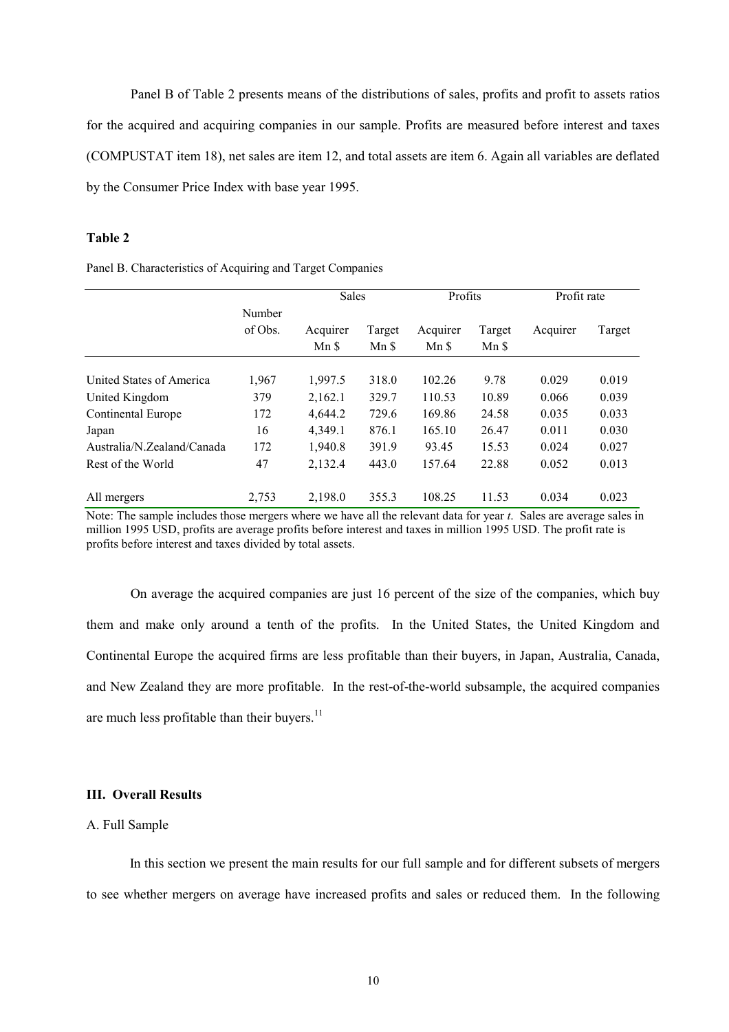Panel B of Table 2 presents means of the distributions of sales, profits and profit to assets ratios for the acquired and acquiring companies in our sample. Profits are measured before interest and taxes (COMPUSTAT item 18), net sales are item 12, and total assets are item 6. Again all variables are deflated by the Consumer Price Index with base year 1995.

**Table 2**

Panel B. Characteristics of Acquiring and Target Companies

| | | Sales | | Profits | | Profit rate | |
|---|---|---|---|---|---|---|---|
| | Number of Obs. | Acquirer Mn $ | Target Mn $ | Acquirer Mn $ | Target Mn $ | Acquirer | Target |
| United States of America | 1,967 | 1,997.5 | 318.0 | 102.26 | 9.78 | 0.029 | 0.019 |
| United Kingdom | 379 | 2,162.1 | 329.7 | 110.53 | 10.89 | 0.066 | 0.039 |
| Continental Europe | 172 | 4,644.2 | 729.6 | 169.86 | 24.58 | 0.035 | 0.033 |
| Japan | 16 | 4,349.1 | 876.1 | 165.10 | 26.47 | 0.011 | 0.030 |
| Australia/N.Zealand/Canada | 172 | 1,940.8 | 391.9 | 93.45 | 15.53 | 0.024 | 0.027 |
| Rest of the World | 47 | 2,132.4 | 443.0 | 157.64 | 22.88 | 0.052 | 0.013 |
| All mergers | 2,753 | 2,198.0 | 355.3 | 108.25 | 11.53 | 0.034 | 0.023 |

Note: The sample includes those mergers where we have all the relevant data for year *t*. Sales are average sales in million 1995 USD, profits are average profits before interest and taxes in million 1995 USD. The profit rate is profits before interest and taxes divided by total assets.

On average the acquired companies are just 16 percent of the size of the companies, which buy them and make only around a tenth of the profits. In the United States, the United Kingdom and Continental Europe the acquired firms are less profitable than their buyers, in Japan, Australia, Canada, and New Zealand they are more profitable. In the rest-of-the-world subsample, the acquired companies are much less profitable than their buyers.[11]

## III. Overall Results

### A. Full Sample

In this section we present the main results for our full sample and for different subsets of mergers to see whether mergers on average have increased profits and sales or reduced them. In the following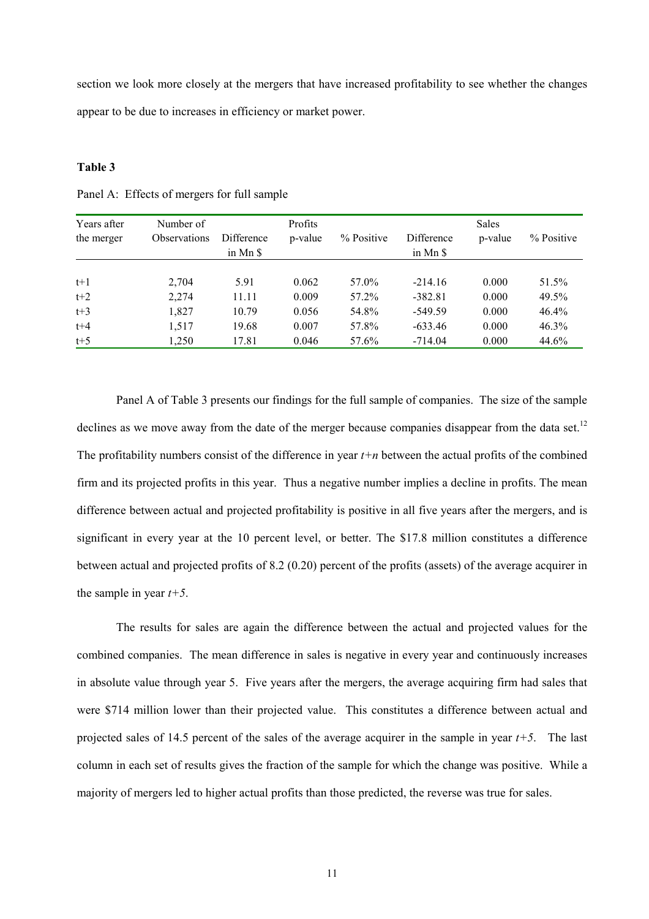section we look more closely at the mergers that have increased profitability to see whether the changes appear to be due to increases in efficiency or market power.

**Table 3**

Panel A: Effects of mergers for full sample

| Years after the merger | Number of Observations | Profits Difference in Mn $ | Profits p-value | Profits % Positive | Sales Difference in Mn $ | Sales p-value | Sales % Positive |
|---|---|---|---|---|---|---|---|
| t+1 | 2,704 | 5.91 | 0.062 | 57.0% | -214.16 | 0.000 | 51.5% |
| t+2 | 2,274 | 11.11 | 0.009 | 57.2% | -382.81 | 0.000 | 49.5% |
| t+3 | 1,827 | 10.79 | 0.056 | 54.8% | -549.59 | 0.000 | 46.4% |
| t+4 | 1,517 | 19.68 | 0.007 | 57.8% | -633.46 | 0.000 | 46.3% |
| t+5 | 1,250 | 17.81 | 0.046 | 57.6% | -714.04 | 0.000 | 44.6% |

Panel A of Table 3 presents our findings for the full sample of companies. The size of the sample declines as we move away from the date of the merger because companies disappear from the data set.[12] The profitability numbers consist of the difference in year *t+n* between the actual profits of the combined firm and its projected profits in this year. Thus a negative number implies a decline in profits. The mean difference between actual and projected profitability is positive in all five years after the mergers, and is significant in every year at the 10 percent level, or better. The $17.8 million constitutes a difference between actual and projected profits of 8.2 (0.20) percent of the profits (assets) of the average acquirer in the sample in year *t+5*.

The results for sales are again the difference between the actual and projected values for the combined companies. The mean difference in sales is negative in every year and continuously increases in absolute value through year 5. Five years after the mergers, the average acquiring firm had sales that were $714 million lower than their projected value. This constitutes a difference between actual and projected sales of 14.5 percent of the sales of the average acquirer in the sample in year *t+5*. The last column in each set of results gives the fraction of the sample for which the change was positive. While a majority of mergers led to higher actual profits than those predicted, the reverse was true for sales.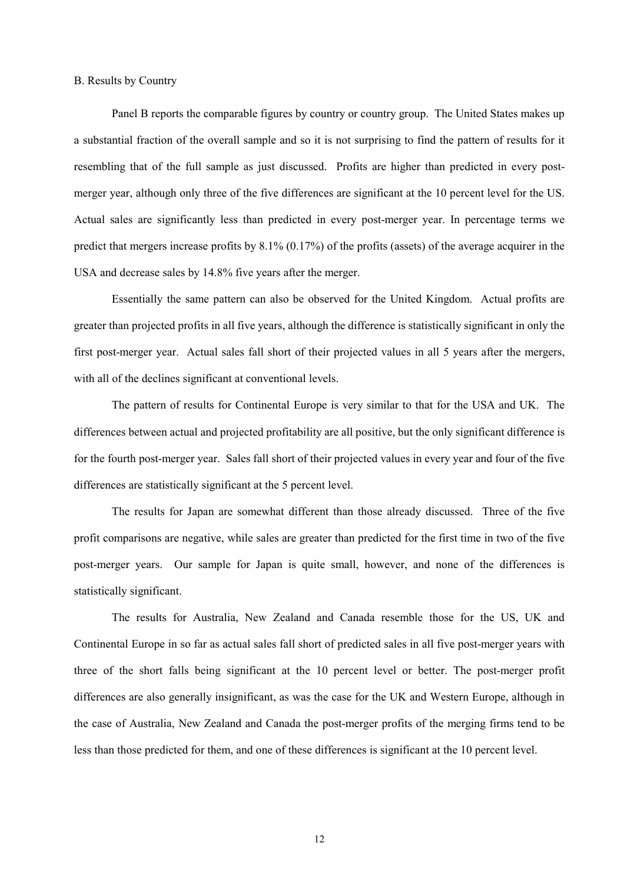### B. Results by Country

Panel B reports the comparable figures by country or country group. The United States makes up a substantial fraction of the overall sample and so it is not surprising to find the pattern of results for it resembling that of the full sample as just discussed. Profits are higher than predicted in every post-merger year, although only three of the five differences are significant at the 10 percent level for the US. Actual sales are significantly less than predicted in every post-merger year. In percentage terms we predict that mergers increase profits by 8.1% (0.17%) of the profits (assets) of the average acquirer in the USA and decrease sales by 14.8% five years after the merger.

Essentially the same pattern can also be observed for the United Kingdom. Actual profits are greater than projected profits in all five years, although the difference is statistically significant in only the first post-merger year. Actual sales fall short of their projected values in all 5 years after the mergers, with all of the declines significant at conventional levels.

The pattern of results for Continental Europe is very similar to that for the USA and UK. The differences between actual and projected profitability are all positive, but the only significant difference is for the fourth post-merger year. Sales fall short of their projected values in every year and four of the five differences are statistically significant at the 5 percent level.

The results for Japan are somewhat different than those already discussed. Three of the five profit comparisons are negative, while sales are greater than predicted for the first time in two of the five post-merger years. Our sample for Japan is quite small, however, and none of the differences is statistically significant.

The results for Australia, New Zealand and Canada resemble those for the US, UK and Continental Europe in so far as actual sales fall short of predicted sales in all five post-merger years with three of the short falls being significant at the 10 percent level or better. The post-merger profit differences are also generally insignificant, as was the case for the UK and Western Europe, although in the case of Australia, New Zealand and Canada the post-merger profits of the merging firms tend to be less than those predicted for them, and one of these differences is significant at the 10 percent level.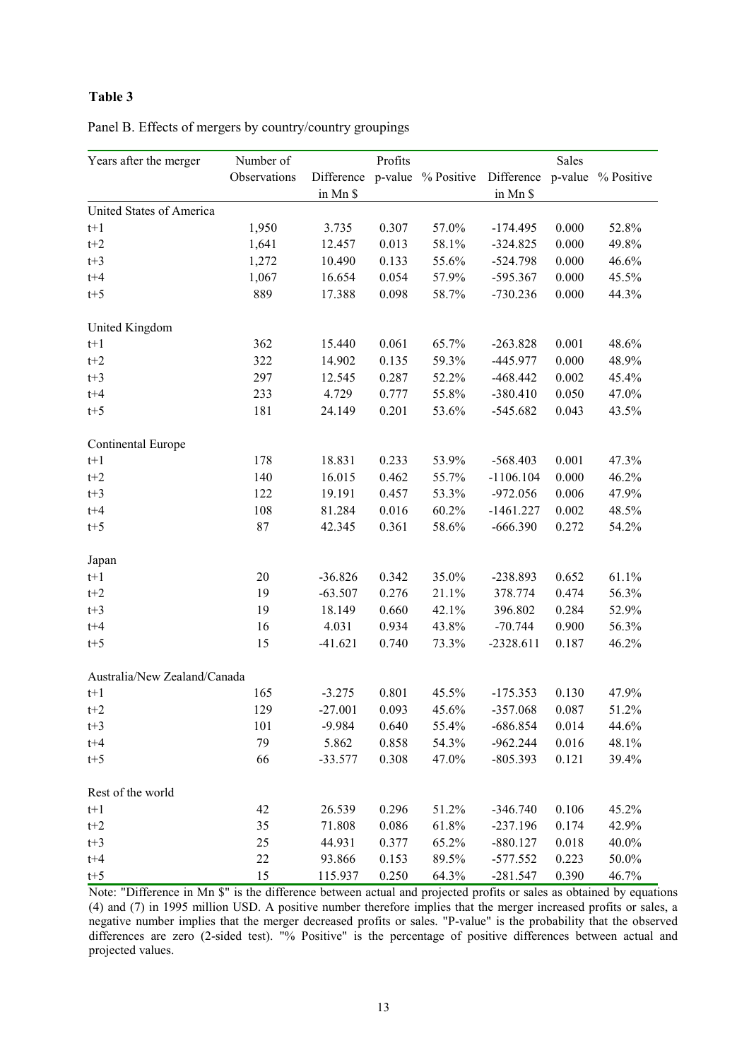**Table 3**

Panel B. Effects of mergers by country/country groupings

| Years after the merger | Number of Observations | Profits | | | Sales | | |
|---|---|---|---|---|---|---|---|
| | | Difference in Mn $ | p-value | % Positive | Difference in Mn $ | p-value | % Positive |
| United States of America | | | | | | | |
| t+1 | 1,950 | 3.735 | 0.307 | 57.0% | -174.495 | 0.000 | 52.8% |
| t+2 | 1,641 | 12.457 | 0.013 | 58.1% | -324.825 | 0.000 | 49.8% |
| t+3 | 1,272 | 10.490 | 0.133 | 55.6% | -524.798 | 0.000 | 46.6% |
| t+4 | 1,067 | 16.654 | 0.054 | 57.9% | -595.367 | 0.000 | 45.5% |
| t+5 | 889 | 17.388 | 0.098 | 58.7% | -730.236 | 0.000 | 44.3% |
| United Kingdom | | | | | | | |
| t+1 | 362 | 15.440 | 0.061 | 65.7% | -263.828 | 0.001 | 48.6% |
| t+2 | 322 | 14.902 | 0.135 | 59.3% | -445.977 | 0.000 | 48.9% |
| t+3 | 297 | 12.545 | 0.287 | 52.2% | -468.442 | 0.002 | 45.4% |
| t+4 | 233 | 4.729 | 0.777 | 55.8% | -380.410 | 0.050 | 47.0% |
| t+5 | 181 | 24.149 | 0.201 | 53.6% | -545.682 | 0.043 | 43.5% |
| Continental Europe | | | | | | | |
| t+1 | 178 | 18.831 | 0.233 | 53.9% | -568.403 | 0.001 | 47.3% |
| t+2 | 140 | 16.015 | 0.462 | 55.7% | -1106.104 | 0.000 | 46.2% |
| t+3 | 122 | 19.191 | 0.457 | 53.3% | -972.056 | 0.006 | 47.9% |
| t+4 | 108 | 81.284 | 0.016 | 60.2% | -1461.227 | 0.002 | 48.5% |
| t+5 | 87 | 42.345 | 0.361 | 58.6% | -666.390 | 0.272 | 54.2% |
| Japan | | | | | | | |
| t+1 | 20 | -36.826 | 0.342 | 35.0% | -238.893 | 0.652 | 61.1% |
| t+2 | 19 | -63.507 | 0.276 | 21.1% | 378.774 | 0.474 | 56.3% |
| t+3 | 19 | 18.149 | 0.660 | 42.1% | 396.802 | 0.284 | 52.9% |
| t+4 | 16 | 4.031 | 0.934 | 43.8% | -70.744 | 0.900 | 56.3% |
| t+5 | 15 | -41.621 | 0.740 | 73.3% | -2328.611 | 0.187 | 46.2% |
| Australia/New Zealand/Canada | | | | | | | |
| t+1 | 165 | -3.275 | 0.801 | 45.5% | -175.353 | 0.130 | 47.9% |
| t+2 | 129 | -27.001 | 0.093 | 45.6% | -357.068 | 0.087 | 51.2% |
| t+3 | 101 | -9.984 | 0.640 | 55.4% | -686.854 | 0.014 | 44.6% |
| t+4 | 79 | 5.862 | 0.858 | 54.3% | -962.244 | 0.016 | 48.1% |
| t+5 | 66 | -33.577 | 0.308 | 47.0% | -805.393 | 0.121 | 39.4% |
| Rest of the world | | | | | | | |
| t+1 | 42 | 26.539 | 0.296 | 51.2% | -346.740 | 0.106 | 45.2% |
| t+2 | 35 | 71.808 | 0.086 | 61.8% | -237.196 | 0.174 | 42.9% |
| t+3 | 25 | 44.931 | 0.377 | 65.2% | -880.127 | 0.018 | 40.0% |
| t+4 | 22 | 93.866 | 0.153 | 89.5% | -577.552 | 0.223 | 50.0% |
| t+5 | 15 | 115.937 | 0.250 | 64.3% | -281.547 | 0.390 | 46.7% |

Note: "Difference in Mn $" is the difference between actual and projected profits or sales as obtained by equations (4) and (7) in 1995 million USD. A positive number therefore implies that the merger increased profits or sales, a negative number implies that the merger decreased profits or sales. "P-value" is the probability that the observed differences are zero (2-sided test). "% Positive" is the percentage of positive differences between actual and projected values.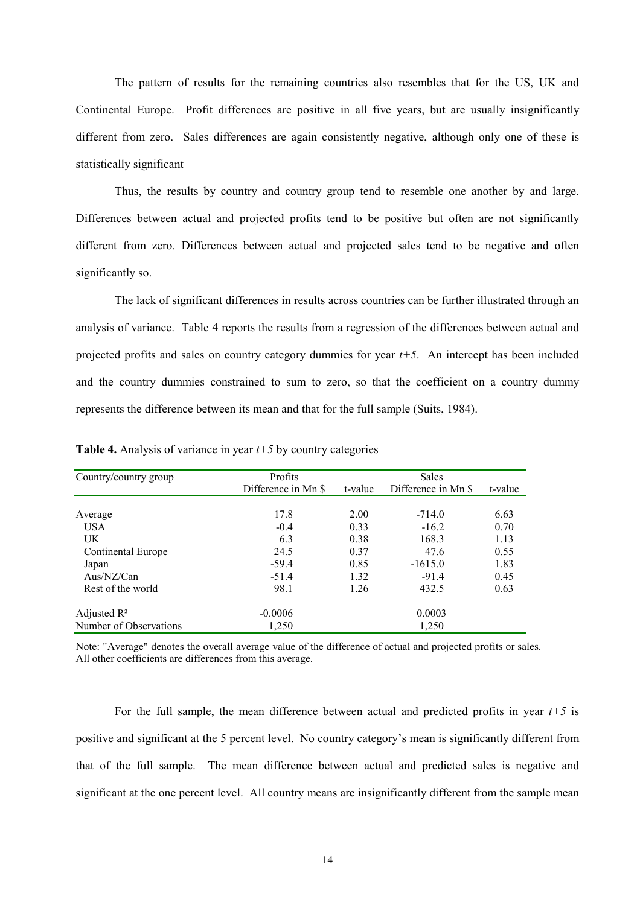The pattern of results for the remaining countries also resembles that for the US, UK and Continental Europe. Profit differences are positive in all five years, but are usually insignificantly different from zero. Sales differences are again consistently negative, although only one of these is statistically significant

Thus, the results by country and country group tend to resemble one another by and large. Differences between actual and projected profits tend to be positive but often are not significantly different from zero. Differences between actual and projected sales tend to be negative and often significantly so.

The lack of significant differences in results across countries can be further illustrated through an analysis of variance. Table 4 reports the results from a regression of the differences between actual and projected profits and sales on country category dummies for year *t+5*. An intercept has been included and the country dummies constrained to sum to zero, so that the coefficient on a country dummy represents the difference between its mean and that for the full sample (Suits, 1984).

**Table 4.** Analysis of variance in year *t+5* by country categories

| Country/country group | Profits | | Sales | |
|---|---|---|---|---|
| | Difference in Mn $ | t-value | Difference in Mn $ | t-value |
| Average | 17.8 | 2.00 | -714.0 | 6.63 |
| USA | -0.4 | 0.33 | -16.2 | 0.70 |
| UK | 6.3 | 0.38 | 168.3 | 1.13 |
| Continental Europe | 24.5 | 0.37 | 47.6 | 0.55 |
| Japan | -59.4 | 0.85 | -1615.0 | 1.83 |
| Aus/NZ/Can | -51.4 | 1.32 | -91.4 | 0.45 |
| Rest of the world | 98.1 | 1.26 | 432.5 | 0.63 |
| Adjusted $R^2$ | -0.0006 | | 0.0003 | |
| Number of Observations | 1,250 | | 1,250 | |

Note: "Average" denotes the overall average value of the difference of actual and projected profits or sales. All other coefficients are differences from this average.

For the full sample, the mean difference between actual and predicted profits in year *t+5* is positive and significant at the 5 percent level. No country category's mean is significantly different from that of the full sample. The mean difference between actual and predicted sales is negative and significant at the one percent level. All country means are insignificantly different from the sample mean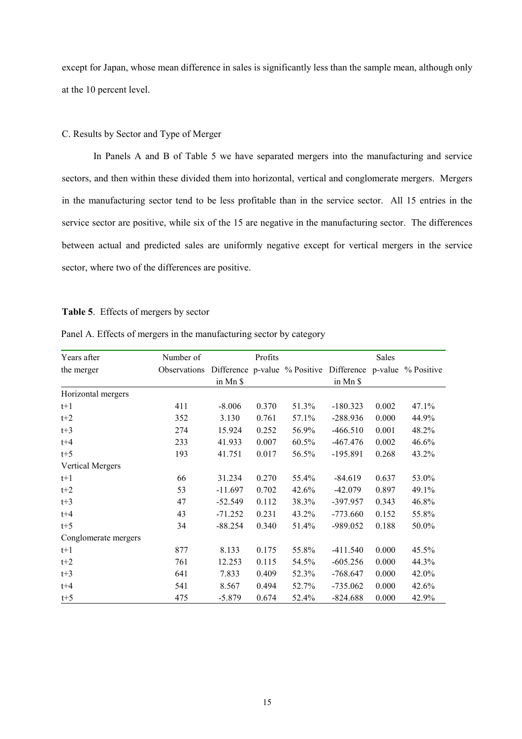except for Japan, whose mean difference in sales is significantly less than the sample mean, although only at the 10 percent level.

### C. Results by Sector and Type of Merger

In Panels A and B of Table 5 we have separated mergers into the manufacturing and service sectors, and then within these divided them into horizontal, vertical and conglomerate mergers. Mergers in the manufacturing sector tend to be less profitable than in the service sector. All 15 entries in the service sector are positive, while six of the 15 are negative in the manufacturing sector. The differences between actual and predicted sales are uniformly negative except for vertical mergers in the service sector, where two of the differences are positive.

**Table 5**. Effects of mergers by sector

Panel A. Effects of mergers in the manufacturing sector by category

| Years after the merger | Number of Observations | Profits Difference in Mn $ | Profits p-value | Profits % Positive | Sales Difference in Mn $ | Sales p-value | Sales % Positive |
|---|---|---|---|---|---|---|---|
| Horizontal mergers | | | | | | | |
| t+1 | 411 | -8.006 | 0.370 | 51.3% | -180.323 | 0.002 | 47.1% |
| t+2 | 352 | 3.130 | 0.761 | 57.1% | -288.936 | 0.000 | 44.9% |
| t+3 | 274 | 15.924 | 0.252 | 56.9% | -466.510 | 0.001 | 48.2% |
| t+4 | 233 | 41.933 | 0.007 | 60.5% | -467.476 | 0.002 | 46.6% |
| t+5 | 193 | 41.751 | 0.017 | 56.5% | -195.891 | 0.268 | 43.2% |
| Vertical Mergers | | | | | | | |
| t+1 | 66 | 31.234 | 0.270 | 55.4% | -84.619 | 0.637 | 53.0% |
| t+2 | 53 | -11.697 | 0.702 | 42.6% | -42.079 | 0.897 | 49.1% |
| t+3 | 47 | -52.549 | 0.112 | 38.3% | -397.957 | 0.343 | 46.8% |
| t+4 | 43 | -71.252 | 0.231 | 43.2% | -773.660 | 0.152 | 55.8% |
| t+5 | 34 | -88.254 | 0.340 | 51.4% | -989.052 | 0.188 | 50.0% |
| Conglomerate mergers | | | | | | | |
| t+1 | 877 | 8.133 | 0.175 | 55.8% | -411.540 | 0.000 | 45.5% |
| t+2 | 761 | 12.253 | 0.115 | 54.5% | -605.256 | 0.000 | 44.3% |
| t+3 | 641 | 7.833 | 0.409 | 52.3% | -768.647 | 0.000 | 42.0% |
| t+4 | 541 | 8.567 | 0.494 | 52.7% | -735.062 | 0.000 | 42.6% |
| t+5 | 475 | -5.879 | 0.674 | 52.4% | -824.688 | 0.000 | 42.9% |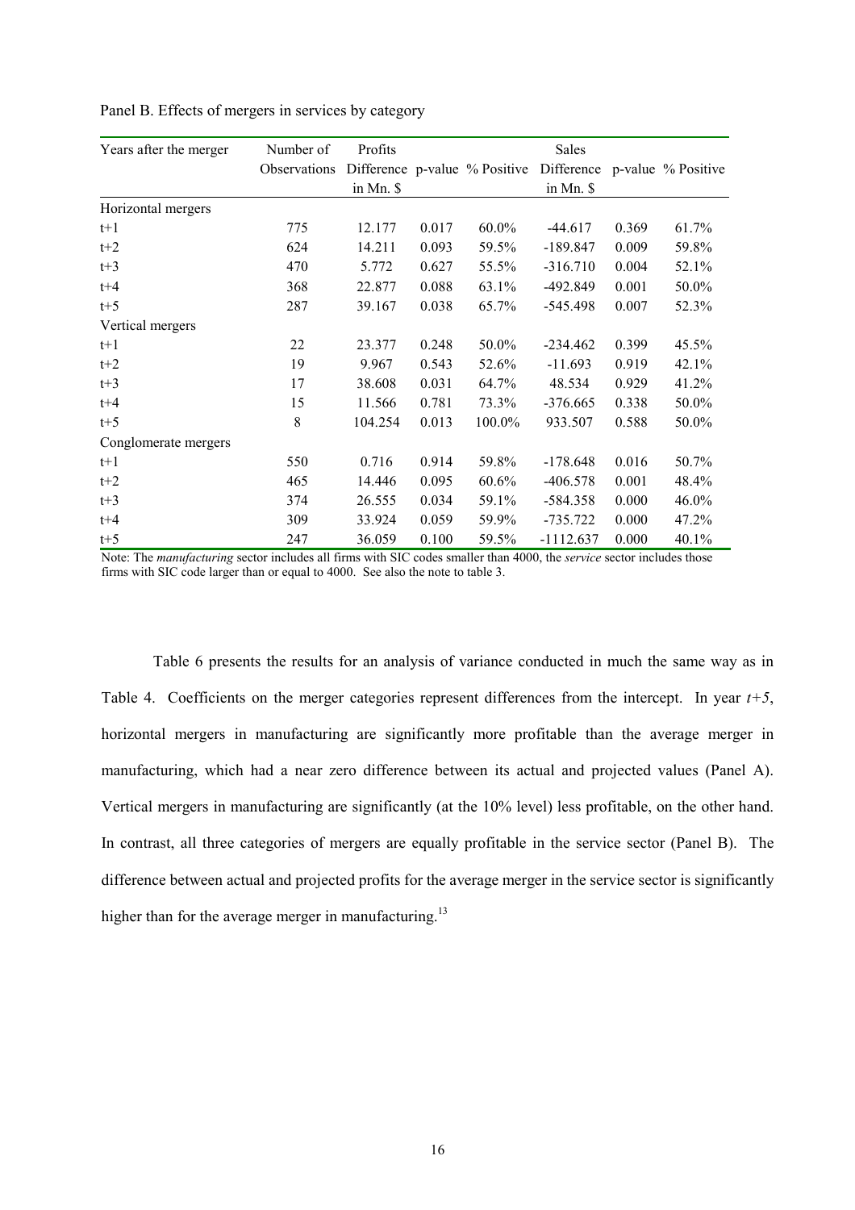Panel B. Effects of mergers in services by category

| Years after the merger | Number of Observations | Profits Difference in Mn. $ | p-value | % Positive | Sales Difference in Mn. $ | p-value | % Positive |
|---|---|---|---|---|---|---|---|
| Horizontal mergers | | | | | | | |
| t+1 | 775 | 12.177 | 0.017 | 60.0% | -44.617 | 0.369 | 61.7% |
| t+2 | 624 | 14.211 | 0.093 | 59.5% | -189.847 | 0.009 | 59.8% |
| t+3 | 470 | 5.772 | 0.627 | 55.5% | -316.710 | 0.004 | 52.1% |
| t+4 | 368 | 22.877 | 0.088 | 63.1% | -492.849 | 0.001 | 50.0% |
| t+5 | 287 | 39.167 | 0.038 | 65.7% | -545.498 | 0.007 | 52.3% |
| Vertical mergers | | | | | | | |
| t+1 | 22 | 23.377 | 0.248 | 50.0% | -234.462 | 0.399 | 45.5% |
| t+2 | 19 | 9.967 | 0.543 | 52.6% | -11.693 | 0.919 | 42.1% |
| t+3 | 17 | 38.608 | 0.031 | 64.7% | 48.534 | 0.929 | 41.2% |
| t+4 | 15 | 11.566 | 0.781 | 73.3% | -376.665 | 0.338 | 50.0% |
| t+5 | 8 | 104.254 | 0.013 | 100.0% | 933.507 | 0.588 | 50.0% |
| Conglomerate mergers | | | | | | | |
| t+1 | 550 | 0.716 | 0.914 | 59.8% | -178.648 | 0.016 | 50.7% |
| t+2 | 465 | 14.446 | 0.095 | 60.6% | -406.578 | 0.001 | 48.4% |
| t+3 | 374 | 26.555 | 0.034 | 59.1% | -584.358 | 0.000 | 46.0% |
| t+4 | 309 | 33.924 | 0.059 | 59.9% | -735.722 | 0.000 | 47.2% |
| t+5 | 247 | 36.059 | 0.100 | 59.5% | -1112.637 | 0.000 | 40.1% |

Note: The *manufacturing* sector includes all firms with SIC codes smaller than 4000, the *service* sector includes those firms with SIC code larger than or equal to 4000. See also the note to table 3.

Table 6 presents the results for an analysis of variance conducted in much the same way as in Table 4. Coefficients on the merger categories represent differences from the intercept. In year *t+5*, horizontal mergers in manufacturing are significantly more profitable than the average merger in manufacturing, which had a near zero difference between its actual and projected values (Panel A). Vertical mergers in manufacturing are significantly (at the 10% level) less profitable, on the other hand. In contrast, all three categories of mergers are equally profitable in the service sector (Panel B). The difference between actual and projected profits for the average merger in the service sector is significantly higher than for the average merger in manufacturing.[13]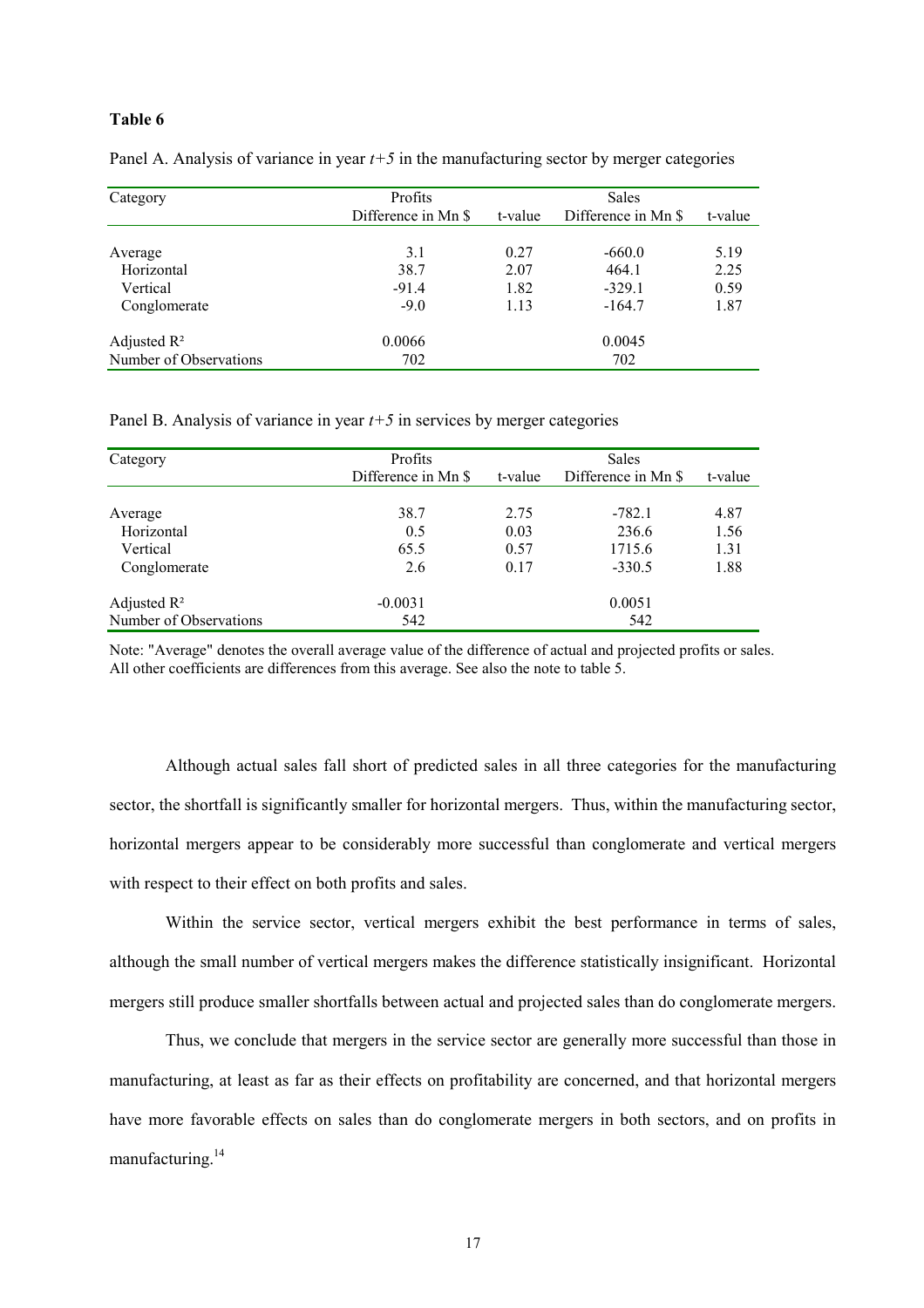**Table 6**

Panel A. Analysis of variance in year *t+5* in the manufacturing sector by merger categories

| Category | Profits | | Sales | |
|---|---|---|---|---|
| | Difference in Mn $ | t-value | Difference in Mn $ | t-value |
| Average | 3.1 | 0.27 | -660.0 | 5.19 |
| Horizontal | 38.7 | 2.07 | 464.1 | 2.25 |
| Vertical | -91.4 | 1.82 | -329.1 | 0.59 |
| Conglomerate | -9.0 | 1.13 | -164.7 | 1.87 |
| Adjusted $R^2$ | 0.0066 | | 0.0045 | |
| Number of Observations | 702 | | 702 | |

Panel B. Analysis of variance in year *t+5* in services by merger categories

| Category | Profits | | Sales | |
|---|---|---|---|---|
| | Difference in Mn $ | t-value | Difference in Mn $ | t-value |
| Average | 38.7 | 2.75 | -782.1 | 4.87 |
| Horizontal | 0.5 | 0.03 | 236.6 | 1.56 |
| Vertical | 65.5 | 0.57 | 1715.6 | 1.31 |
| Conglomerate | 2.6 | 0.17 | -330.5 | 1.88 |
| Adjusted $R^2$ | -0.0031 | | 0.0051 | |
| Number of Observations | 542 | | 542 | |

Note: "Average" denotes the overall average value of the difference of actual and projected profits or sales. All other coefficients are differences from this average. See also the note to table 5.

Although actual sales fall short of predicted sales in all three categories for the manufacturing sector, the shortfall is significantly smaller for horizontal mergers. Thus, within the manufacturing sector, horizontal mergers appear to be considerably more successful than conglomerate and vertical mergers with respect to their effect on both profits and sales.

Within the service sector, vertical mergers exhibit the best performance in terms of sales, although the small number of vertical mergers makes the difference statistically insignificant. Horizontal mergers still produce smaller shortfalls between actual and projected sales than do conglomerate mergers.

Thus, we conclude that mergers in the service sector are generally more successful than those in manufacturing, at least as far as their effects on profitability are concerned, and that horizontal mergers have more favorable effects on sales than do conglomerate mergers in both sectors, and on profits in manufacturing.[14]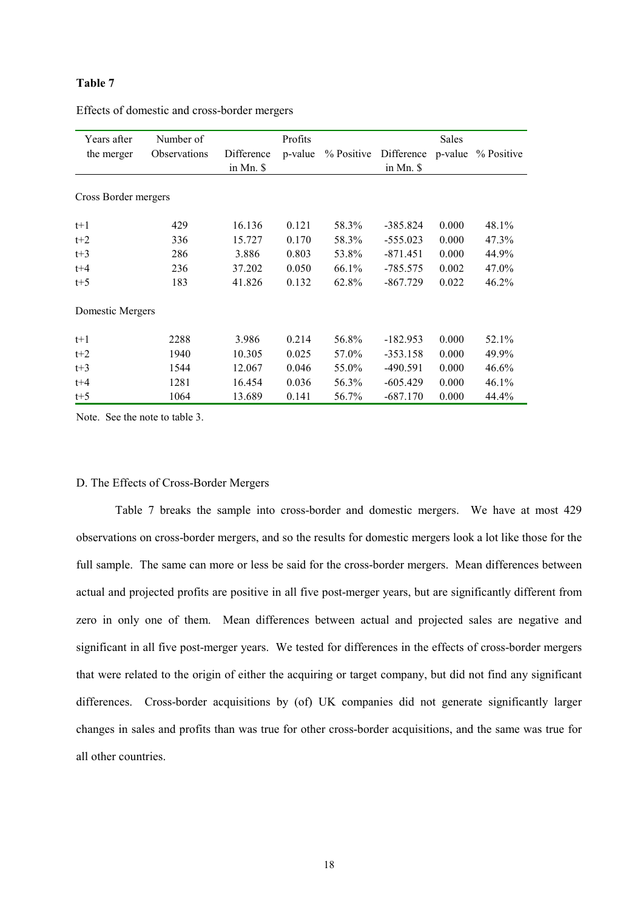**Table 7**

Effects of domestic and cross-border mergers

| Years after the merger | Number of Observations | Profits | | | Sales | | |
|---|---|---|---|---|---|---|---|
| | | Difference in Mn. $ | p-value | % Positive | Difference in Mn. $ | p-value | % Positive |
| Cross Border mergers | | | | | | | |
| t+1 | 429 | 16.136 | 0.121 | 58.3% | -385.824 | 0.000 | 48.1% |
| t+2 | 336 | 15.727 | 0.170 | 58.3% | -555.023 | 0.000 | 47.3% |
| t+3 | 286 | 3.886 | 0.803 | 53.8% | -871.451 | 0.000 | 44.9% |
| t+4 | 236 | 37.202 | 0.050 | 66.1% | -785.575 | 0.002 | 47.0% |
| t+5 | 183 | 41.826 | 0.132 | 62.8% | -867.729 | 0.022 | 46.2% |
| Domestic Mergers | | | | | | | |
| t+1 | 2288 | 3.986 | 0.214 | 56.8% | -182.953 | 0.000 | 52.1% |
| t+2 | 1940 | 10.305 | 0.025 | 57.0% | -353.158 | 0.000 | 49.9% |
| t+3 | 1544 | 12.067 | 0.046 | 55.0% | -490.591 | 0.000 | 46.6% |
| t+4 | 1281 | 16.454 | 0.036 | 56.3% | -605.429 | 0.000 | 46.1% |
| t+5 | 1064 | 13.689 | 0.141 | 56.7% | -687.170 | 0.000 | 44.4% |

Note. See the note to table 3.

### D. The Effects of Cross-Border Mergers

Table 7 breaks the sample into cross-border and domestic mergers. We have at most 429 observations on cross-border mergers, and so the results for domestic mergers look a lot like those for the full sample. The same can more or less be said for the cross-border mergers. Mean differences between actual and projected profits are positive in all five post-merger years, but are significantly different from zero in only one of them. Mean differences between actual and projected sales are negative and significant in all five post-merger years. We tested for differences in the effects of cross-border mergers that were related to the origin of either the acquiring or target company, but did not find any significant differences. Cross-border acquisitions by (of) UK companies did not generate significantly larger changes in sales and profits than was true for other cross-border acquisitions, and the same was true for all other countries.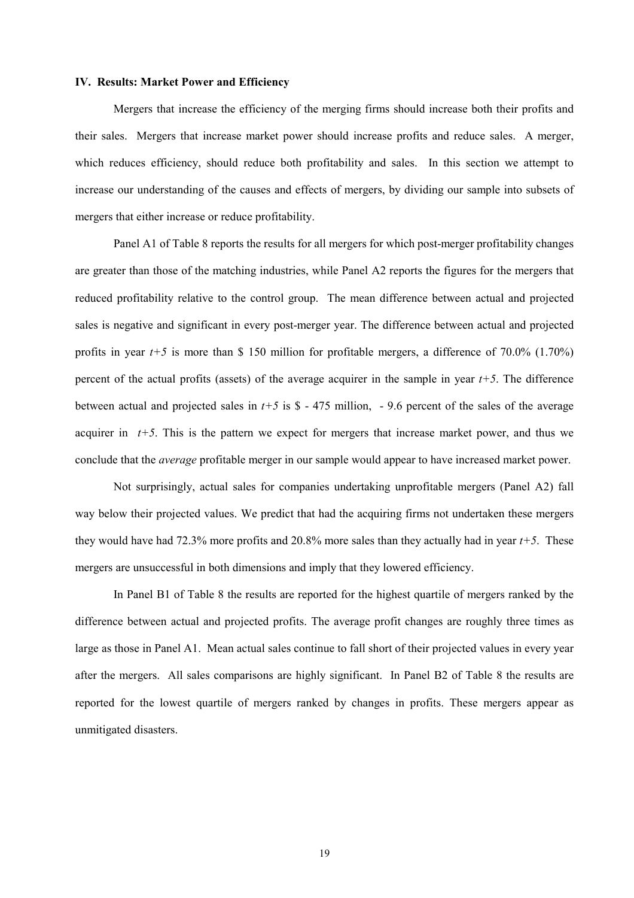## IV. Results: Market Power and Efficiency

Mergers that increase the efficiency of the merging firms should increase both their profits and their sales. Mergers that increase market power should increase profits and reduce sales. A merger, which reduces efficiency, should reduce both profitability and sales. In this section we attempt to increase our understanding of the causes and effects of mergers, by dividing our sample into subsets of mergers that either increase or reduce profitability.

Panel A1 of Table 8 reports the results for all mergers for which post-merger profitability changes are greater than those of the matching industries, while Panel A2 reports the figures for the mergers that reduced profitability relative to the control group. The mean difference between actual and projected sales is negative and significant in every post-merger year. The difference between actual and projected profits in year $t+5$ is more than \$ 150 million for profitable mergers, a difference of 70.0% (1.70%) percent of the actual profits (assets) of the average acquirer in the sample in year $t+5$. The difference between actual and projected sales in $t+5$ is \$ - 475 million, - 9.6 percent of the sales of the average acquirer in $t+5$. This is the pattern we expect for mergers that increase market power, and thus we conclude that the *average* profitable merger in our sample would appear to have increased market power.

Not surprisingly, actual sales for companies undertaking unprofitable mergers (Panel A2) fall way below their projected values. We predict that had the acquiring firms not undertaken these mergers they would have had 72.3% more profits and 20.8% more sales than they actually had in year $t+5$. These mergers are unsuccessful in both dimensions and imply that they lowered efficiency.

In Panel B1 of Table 8 the results are reported for the highest quartile of mergers ranked by the difference between actual and projected profits. The average profit changes are roughly three times as large as those in Panel A1. Mean actual sales continue to fall short of their projected values in every year after the mergers. All sales comparisons are highly significant. In Panel B2 of Table 8 the results are reported for the lowest quartile of mergers ranked by changes in profits. These mergers appear as unmitigated disasters.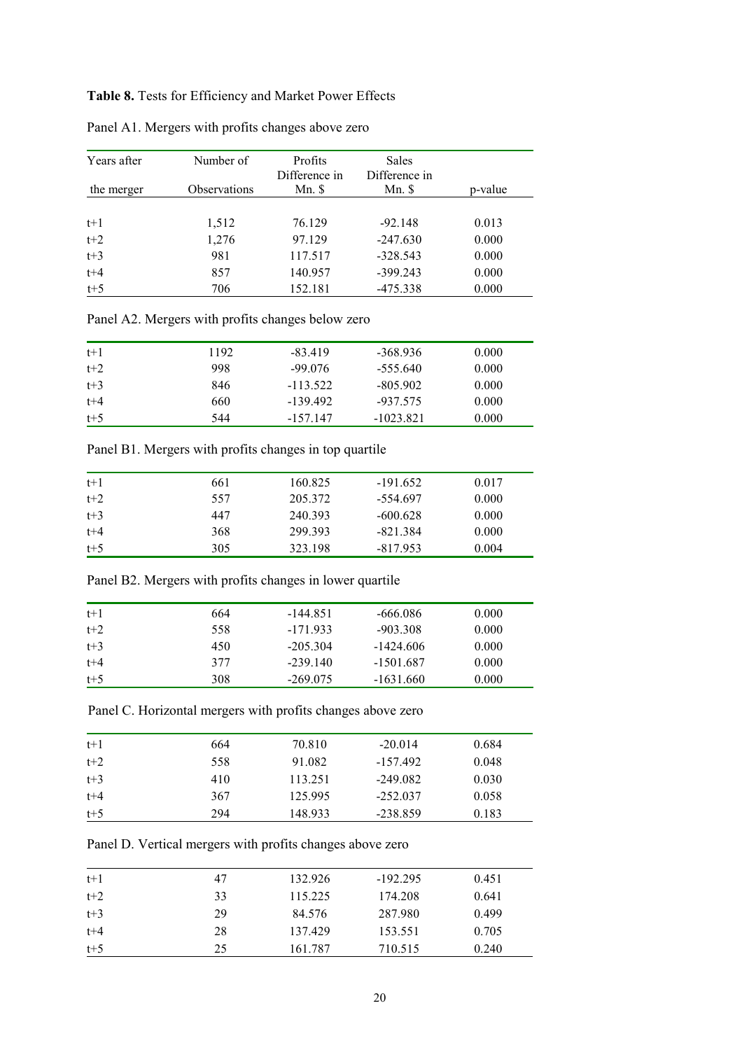**Table 8.** Tests for Efficiency and Market Power Effects

Panel A1. Mergers with profits changes above zero

| Years after the merger | Number of Observations | Profits Difference in Mn. $ | Sales Difference in Mn. $ | p-value |
|---|---|---|---|---|
| t+1 | 1,512 | 76.129 | -92.148 | 0.013 |
| t+2 | 1,276 | 97.129 | -247.630 | 0.000 |
| t+3 | 981 | 117.517 | -328.543 | 0.000 |
| t+4 | 857 | 140.957 | -399.243 | 0.000 |
| t+5 | 706 | 152.181 | -475.338 | 0.000 |

Panel A2. Mergers with profits changes below zero

| Years after the merger | Number of Observations | Profits Difference in Mn. $ | Sales Difference in Mn. $ | p-value |
|---|---|---|---|---|
| t+1 | 1192 | -83.419 | -368.936 | 0.000 |
| t+2 | 998 | -99.076 | -555.640 | 0.000 |
| t+3 | 846 | -113.522 | -805.902 | 0.000 |
| t+4 | 660 | -139.492 | -937.575 | 0.000 |
| t+5 | 544 | -157.147 | -1023.821 | 0.000 |

Panel B1. Mergers with profits changes in top quartile

| Years after the merger | Number of Observations | Profits Difference in Mn. $ | Sales Difference in Mn. $ | p-value |
|---|---|---|---|---|
| t+1 | 661 | 160.825 | -191.652 | 0.017 |
| t+2 | 557 | 205.372 | -554.697 | 0.000 |
| t+3 | 447 | 240.393 | -600.628 | 0.000 |
| t+4 | 368 | 299.393 | -821.384 | 0.000 |
| t+5 | 305 | 323.198 | -817.953 | 0.004 |

Panel B2. Mergers with profits changes in lower quartile

| Years after the merger | Number of Observations | Profits Difference in Mn. $ | Sales Difference in Mn. $ | p-value |
|---|---|---|---|---|
| t+1 | 664 | -144.851 | -666.086 | 0.000 |
| t+2 | 558 | -171.933 | -903.308 | 0.000 |
| t+3 | 450 | -205.304 | -1424.606 | 0.000 |
| t+4 | 377 | -239.140 | -1501.687 | 0.000 |
| t+5 | 308 | -269.075 | -1631.660 | 0.000 |

Panel C. Horizontal mergers with profits changes above zero

| Years after the merger | Number of Observations | Profits Difference in Mn. $ | Sales Difference in Mn. $ | p-value |
|---|---|---|---|---|
| t+1 | 664 | 70.810 | -20.014 | 0.684 |
| t+2 | 558 | 91.082 | -157.492 | 0.048 |
| t+3 | 410 | 113.251 | -249.082 | 0.030 |
| t+4 | 367 | 125.995 | -252.037 | 0.058 |
| t+5 | 294 | 148.933 | -238.859 | 0.183 |

Panel D. Vertical mergers with profits changes above zero

| Years after the merger | Number of Observations | Profits Difference in Mn. $ | Sales Difference in Mn. $ | p-value |
|---|---|---|---|---|
| t+1 | 47 | 132.926 | -192.295 | 0.451 |
| t+2 | 33 | 115.225 | 174.208 | 0.641 |
| t+3 | 29 | 84.576 | 287.980 | 0.499 |
| t+4 | 28 | 137.429 | 153.551 | 0.705 |
| t+5 | 25 | 161.787 | 710.515 | 0.240 |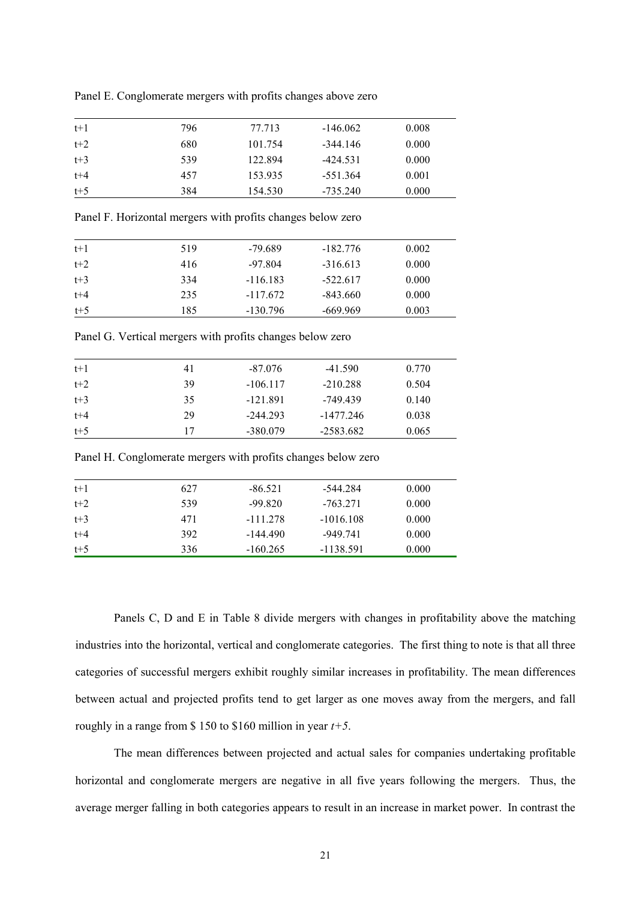Panel E. Conglomerate mergers with profits changes above zero

| | | | | |
|---|---|---|---|---|
| t+1 | 796 | 77.713 | -146.062 | 0.008 |
| t+2 | 680 | 101.754 | -344.146 | 0.000 |
| t+3 | 539 | 122.894 | -424.531 | 0.000 |
| t+4 | 457 | 153.935 | -551.364 | 0.001 |
| t+5 | 384 | 154.530 | -735.240 | 0.000 |

Panel F. Horizontal mergers with profits changes below zero

| | | | | |
|---|---|---|---|---|
| t+1 | 519 | -79.689 | -182.776 | 0.002 |
| t+2 | 416 | -97.804 | -316.613 | 0.000 |
| t+3 | 334 | -116.183 | -522.617 | 0.000 |
| t+4 | 235 | -117.672 | -843.660 | 0.000 |
| t+5 | 185 | -130.796 | -669.969 | 0.003 |

Panel G. Vertical mergers with profits changes below zero

| | | | | |
|---|---|---|---|---|
| t+1 | 41 | -87.076 | -41.590 | 0.770 |
| t+2 | 39 | -106.117 | -210.288 | 0.504 |
| t+3 | 35 | -121.891 | -749.439 | 0.140 |
| t+4 | 29 | -244.293 | -1477.246 | 0.038 |
| t+5 | 17 | -380.079 | -2583.682 | 0.065 |

Panel H. Conglomerate mergers with profits changes below zero

| | | | | |
|---|---|---|---|---|
| t+1 | 627 | -86.521 | -544.284 | 0.000 |
| t+2 | 539 | -99.820 | -763.271 | 0.000 |
| t+3 | 471 | -111.278 | -1016.108 | 0.000 |
| t+4 | 392 | -144.490 | -949.741 | 0.000 |
| t+5 | 336 | -160.265 | -1138.591 | 0.000 |

Panels C, D and E in Table 8 divide mergers with changes in profitability above the matching industries into the horizontal, vertical and conglomerate categories. The first thing to note is that all three categories of successful mergers exhibit roughly similar increases in profitability. The mean differences between actual and projected profits tend to get larger as one moves away from the mergers, and fall roughly in a range from \$ 150 to \$160 million in year $t+5$.

The mean differences between projected and actual sales for companies undertaking profitable horizontal and conglomerate mergers are negative in all five years following the mergers. Thus, the average merger falling in both categories appears to result in an increase in market power. In contrast the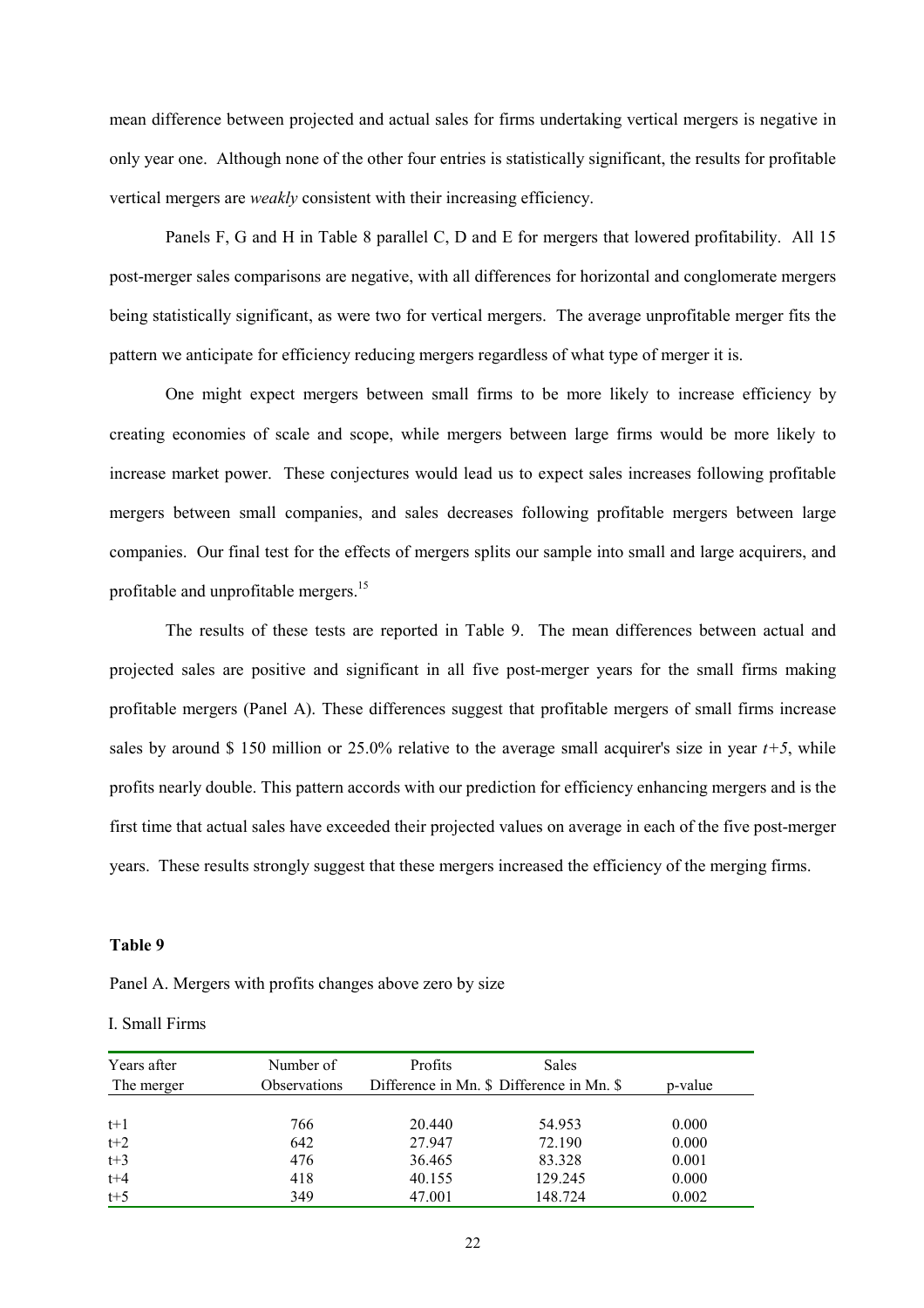mean difference between projected and actual sales for firms undertaking vertical mergers is negative in only year one. Although none of the other four entries is statistically significant, the results for profitable vertical mergers are *weakly* consistent with their increasing efficiency.

Panels F, G and H in Table 8 parallel C, D and E for mergers that lowered profitability. All 15 post-merger sales comparisons are negative, with all differences for horizontal and conglomerate mergers being statistically significant, as were two for vertical mergers. The average unprofitable merger fits the pattern we anticipate for efficiency reducing mergers regardless of what type of merger it is.

One might expect mergers between small firms to be more likely to increase efficiency by creating economies of scale and scope, while mergers between large firms would be more likely to increase market power. These conjectures would lead us to expect sales increases following profitable mergers between small companies, and sales decreases following profitable mergers between large companies. Our final test for the effects of mergers splits our sample into small and large acquirers, and profitable and unprofitable mergers.[15]

The results of these tests are reported in Table 9. The mean differences between actual and projected sales are positive and significant in all five post-merger years for the small firms making profitable mergers (Panel A). These differences suggest that profitable mergers of small firms increase sales by around $ 150 million or 25.0% relative to the average small acquirer's size in year $t+5$, while profits nearly double. This pattern accords with our prediction for efficiency enhancing mergers and is the first time that actual sales have exceeded their projected values on average in each of the five post-merger years. These results strongly suggest that these mergers increased the efficiency of the merging firms.

**Table 9**

Panel A. Mergers with profits changes above zero by size

I. Small Firms

| Years after The merger | Number of Observations | Profits Difference in Mn. $ | Sales Difference in Mn. $ | p-value |
|---|---|---|---|---|
| t+1 | 766 | 20.440 | 54.953 | 0.000 |
| t+2 | 642 | 27.947 | 72.190 | 0.000 |
| t+3 | 476 | 36.465 | 83.328 | 0.001 |
| t+4 | 418 | 40.155 | 129.245 | 0.000 |
| t+5 | 349 | 47.001 | 148.724 | 0.002 |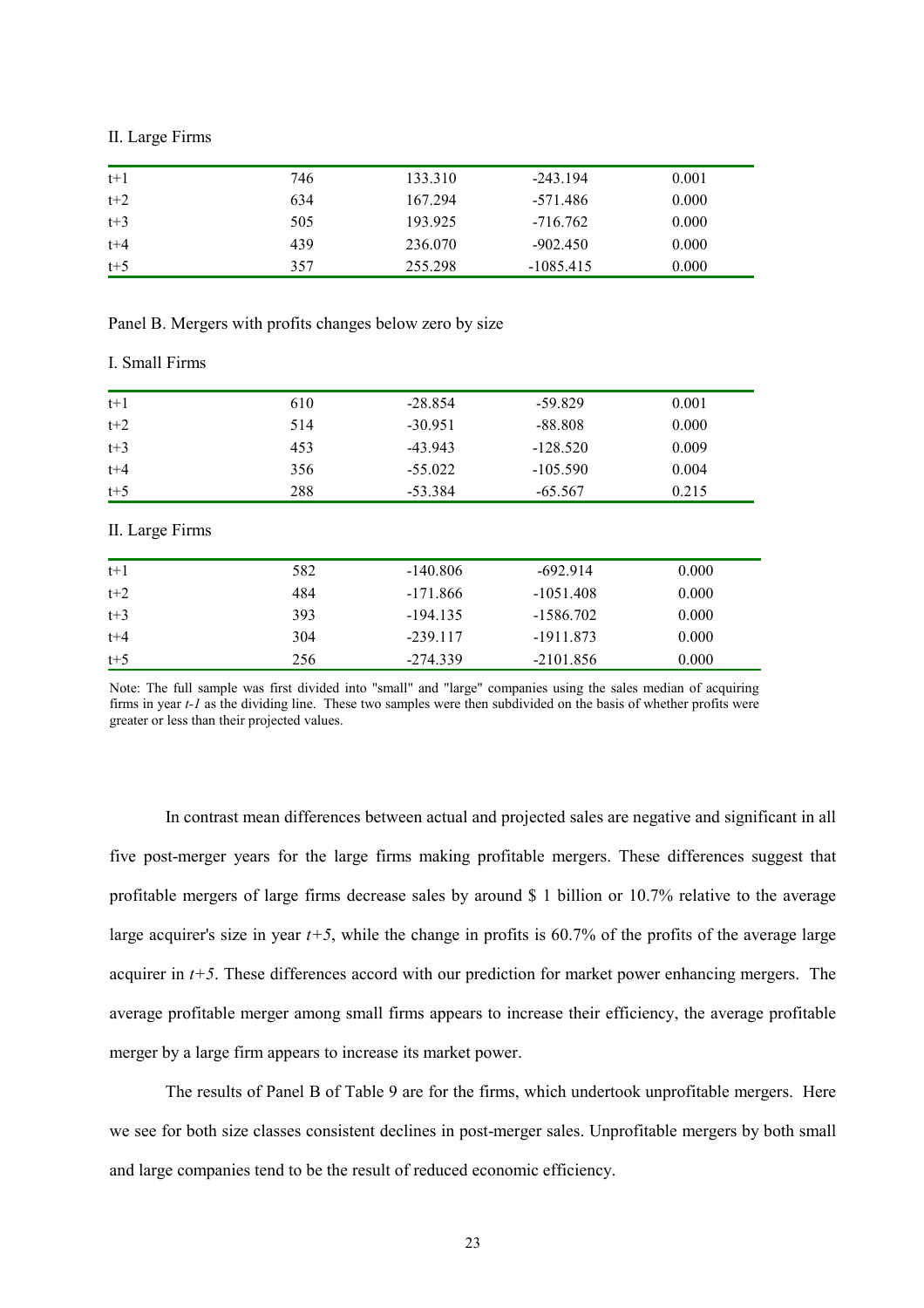II. Large Firms

| | | | | |
|---|---|---|---|---|
| t+1 | 746 | 133.310 | -243.194 | 0.001 |
| t+2 | 634 | 167.294 | -571.486 | 0.000 |
| t+3 | 505 | 193.925 | -716.762 | 0.000 |
| t+4 | 439 | 236.070 | -902.450 | 0.000 |
| t+5 | 357 | 255.298 | -1085.415 | 0.000 |

Panel B. Mergers with profits changes below zero by size

I. Small Firms

| | | | | |
|---|---|---|---|---|
| t+1 | 610 | -28.854 | -59.829 | 0.001 |
| t+2 | 514 | -30.951 | -88.808 | 0.000 |
| t+3 | 453 | -43.943 | -128.520 | 0.009 |
| t+4 | 356 | -55.022 | -105.590 | 0.004 |
| t+5 | 288 | -53.384 | -65.567 | 0.215 |

II. Large Firms

| | | | | |
|---|---|---|---|---|
| t+1 | 582 | -140.806 | -692.914 | 0.000 |
| t+2 | 484 | -171.866 | -1051.408 | 0.000 |
| t+3 | 393 | -194.135 | -1586.702 | 0.000 |
| t+4 | 304 | -239.117 | -1911.873 | 0.000 |
| t+5 | 256 | -274.339 | -2101.856 | 0.000 |

Note: The full sample was first divided into "small" and "large" companies using the sales median of acquiring firms in year *t-1* as the dividing line. These two samples were then subdivided on the basis of whether profits were greater or less than their projected values.

In contrast mean differences between actual and projected sales are negative and significant in all five post-merger years for the large firms making profitable mergers. These differences suggest that profitable mergers of large firms decrease sales by around $ 1 billion or 10.7% relative to the average large acquirer's size in year *t+5*, while the change in profits is 60.7% of the profits of the average large acquirer in *t+5*. These differences accord with our prediction for market power enhancing mergers. The average profitable merger among small firms appears to increase their efficiency, the average profitable merger by a large firm appears to increase its market power.

The results of Panel B of Table 9 are for the firms, which undertook unprofitable mergers. Here we see for both size classes consistent declines in post-merger sales. Unprofitable mergers by both small and large companies tend to be the result of reduced economic efficiency.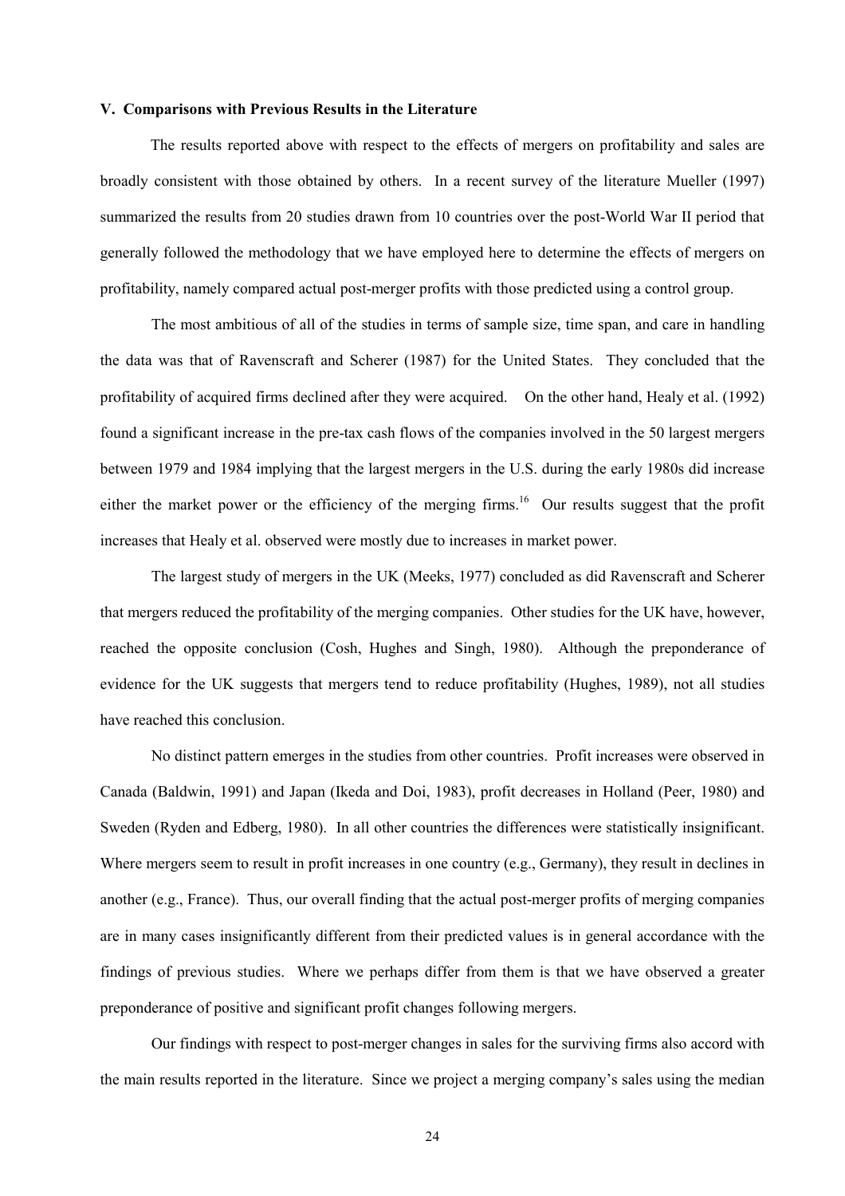### V. Comparisons with Previous Results in the Literature

The results reported above with respect to the effects of mergers on profitability and sales are broadly consistent with those obtained by others. In a recent survey of the literature Mueller (1997) summarized the results from 20 studies drawn from 10 countries over the post-World War II period that generally followed the methodology that we have employed here to determine the effects of mergers on profitability, namely compared actual post-merger profits with those predicted using a control group.

The most ambitious of all of the studies in terms of sample size, time span, and care in handling the data was that of Ravenscraft and Scherer (1987) for the United States. They concluded that the profitability of acquired firms declined after they were acquired. On the other hand, Healy et al. (1992) found a significant increase in the pre-tax cash flows of the companies involved in the 50 largest mergers between 1979 and 1984 implying that the largest mergers in the U.S. during the early 1980s did increase either the market power or the efficiency of the merging firms.[16] Our results suggest that the profit increases that Healy et al. observed were mostly due to increases in market power.

The largest study of mergers in the UK (Meeks, 1977) concluded as did Ravenscraft and Scherer that mergers reduced the profitability of the merging companies. Other studies for the UK have, however, reached the opposite conclusion (Cosh, Hughes and Singh, 1980). Although the preponderance of evidence for the UK suggests that mergers tend to reduce profitability (Hughes, 1989), not all studies have reached this conclusion.

No distinct pattern emerges in the studies from other countries. Profit increases were observed in Canada (Baldwin, 1991) and Japan (Ikeda and Doi, 1983), profit decreases in Holland (Peer, 1980) and Sweden (Ryden and Edberg, 1980). In all other countries the differences were statistically insignificant. Where mergers seem to result in profit increases in one country (e.g., Germany), they result in declines in another (e.g., France). Thus, our overall finding that the actual post-merger profits of merging companies are in many cases insignificantly different from their predicted values is in general accordance with the findings of previous studies. Where we perhaps differ from them is that we have observed a greater preponderance of positive and significant profit changes following mergers.

Our findings with respect to post-merger changes in sales for the surviving firms also accord with the main results reported in the literature. Since we project a merging company's sales using the median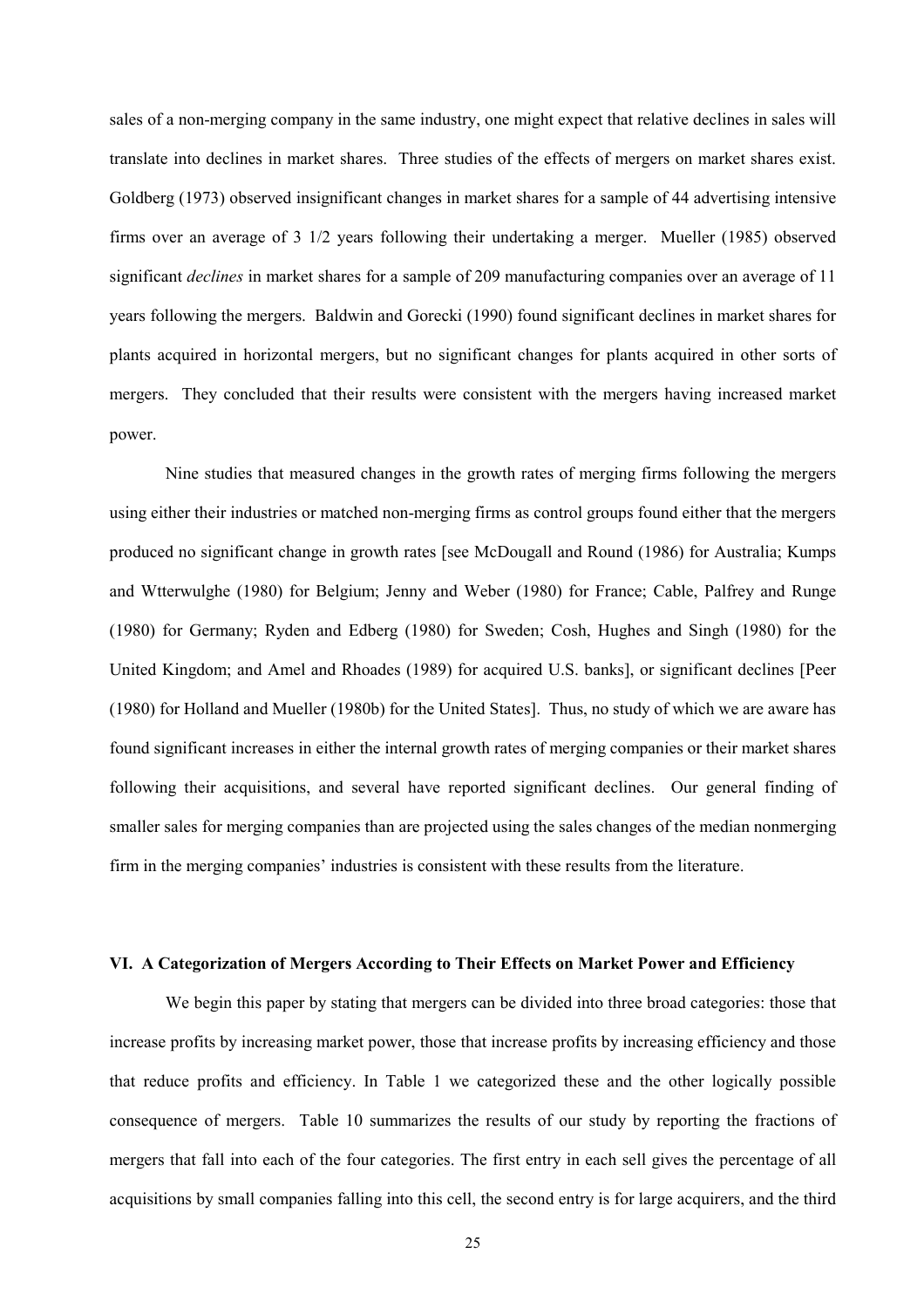sales of a non-merging company in the same industry, one might expect that relative declines in sales will translate into declines in market shares. Three studies of the effects of mergers on market shares exist. Goldberg (1973) observed insignificant changes in market shares for a sample of 44 advertising intensive firms over an average of 3 1/2 years following their undertaking a merger. Mueller (1985) observed significant *declines* in market shares for a sample of 209 manufacturing companies over an average of 11 years following the mergers. Baldwin and Gorecki (1990) found significant declines in market shares for plants acquired in horizontal mergers, but no significant changes for plants acquired in other sorts of mergers. They concluded that their results were consistent with the mergers having increased market power.

Nine studies that measured changes in the growth rates of merging firms following the mergers using either their industries or matched non-merging firms as control groups found either that the mergers produced no significant change in growth rates [see McDougall and Round (1986) for Australia; Kumps and Wtterwulghe (1980) for Belgium; Jenny and Weber (1980) for France; Cable, Palfrey and Runge (1980) for Germany; Ryden and Edberg (1980) for Sweden; Cosh, Hughes and Singh (1980) for the United Kingdom; and Amel and Rhoades (1989) for acquired U.S. banks], or significant declines [Peer (1980) for Holland and Mueller (1980b) for the United States]. Thus, no study of which we are aware has found significant increases in either the internal growth rates of merging companies or their market shares following their acquisitions, and several have reported significant declines. Our general finding of smaller sales for merging companies than are projected using the sales changes of the median nonmerging firm in the merging companies' industries is consistent with these results from the literature.

## VI. A Categorization of Mergers According to Their Effects on Market Power and Efficiency

We begin this paper by stating that mergers can be divided into three broad categories: those that increase profits by increasing market power, those that increase profits by increasing efficiency and those that reduce profits and efficiency. In Table 1 we categorized these and the other logically possible consequence of mergers. Table 10 summarizes the results of our study by reporting the fractions of mergers that fall into each of the four categories. The first entry in each sell gives the percentage of all acquisitions by small companies falling into this cell, the second entry is for large acquirers, and the third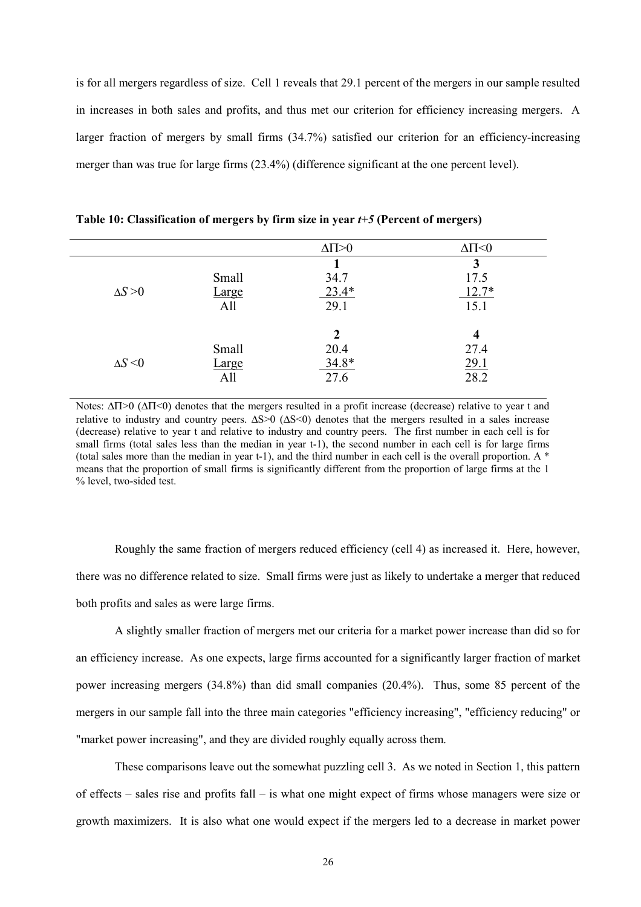is for all mergers regardless of size. Cell 1 reveals that 29.1 percent of the mergers in our sample resulted in increases in both sales and profits, and thus met our criterion for efficiency increasing mergers. A larger fraction of mergers by small firms (34.7%) satisfied our criterion for an efficiency-increasing merger than was true for large firms (23.4%) (difference significant at the one percent level).

**Table 10: Classification of mergers by firm size in year *t+5* (Percent of mergers)**

| | | $\Delta\Pi > 0$ | $\Delta\Pi < 0$ |
|---|---|---|---|
| | | **1** | **3** |
| $\Delta S > 0$ | Small | 34.7 | 17.5 |
| | Large | 23.4* | 12.7* |
| | All | 29.1 | 15.1 |
| | | **2** | **4** |
| $\Delta S < 0$ | Small | 20.4 | 27.4 |
| | Large | 34.8* | 29.1 |
| | All | 27.6 | 28.2 |

Notes: $\Delta\Pi>0$ ($\Delta\Pi<0$) denotes that the mergers resulted in a profit increase (decrease) relative to year t and relative to industry and country peers. $\Delta S>0$ ($\Delta S<0$) denotes that the mergers resulted in a sales increase (decrease) relative to year t and relative to industry and country peers. The first number in each cell is for small firms (total sales less than the median in year t-1), the second number in each cell is for large firms (total sales more than the median in year t-1), and the third number in each cell is the overall proportion. A * means that the proportion of small firms is significantly different from the proportion of large firms at the 1 % level, two-sided test.

Roughly the same fraction of mergers reduced efficiency (cell 4) as increased it. Here, however, there was no difference related to size. Small firms were just as likely to undertake a merger that reduced both profits and sales as were large firms.

A slightly smaller fraction of mergers met our criteria for a market power increase than did so for an efficiency increase. As one expects, large firms accounted for a significantly larger fraction of market power increasing mergers (34.8%) than did small companies (20.4%). Thus, some 85 percent of the mergers in our sample fall into the three main categories "efficiency increasing", "efficiency reducing" or "market power increasing", and they are divided roughly equally across them.

These comparisons leave out the somewhat puzzling cell 3. As we noted in Section 1, this pattern of effects – sales rise and profits fall – is what one might expect of firms whose managers were size or growth maximizers. It is also what one would expect if the mergers led to a decrease in market power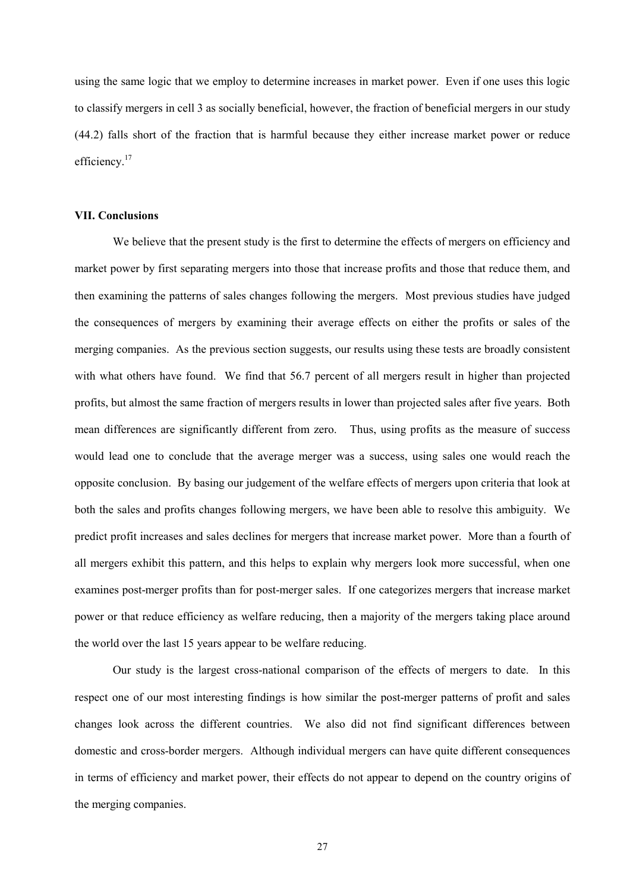using the same logic that we employ to determine increases in market power. Even if one uses this logic to classify mergers in cell 3 as socially beneficial, however, the fraction of beneficial mergers in our study (44.2) falls short of the fraction that is harmful because they either increase market power or reduce efficiency.[17]

### VII. Conclusions

We believe that the present study is the first to determine the effects of mergers on efficiency and market power by first separating mergers into those that increase profits and those that reduce them, and then examining the patterns of sales changes following the mergers. Most previous studies have judged the consequences of mergers by examining their average effects on either the profits or sales of the merging companies. As the previous section suggests, our results using these tests are broadly consistent with what others have found. We find that 56.7 percent of all mergers result in higher than projected profits, but almost the same fraction of mergers results in lower than projected sales after five years. Both mean differences are significantly different from zero. Thus, using profits as the measure of success would lead one to conclude that the average merger was a success, using sales one would reach the opposite conclusion. By basing our judgement of the welfare effects of mergers upon criteria that look at both the sales and profits changes following mergers, we have been able to resolve this ambiguity. We predict profit increases and sales declines for mergers that increase market power. More than a fourth of all mergers exhibit this pattern, and this helps to explain why mergers look more successful, when one examines post-merger profits than for post-merger sales. If one categorizes mergers that increase market power or that reduce efficiency as welfare reducing, then a majority of the mergers taking place around the world over the last 15 years appear to be welfare reducing.

Our study is the largest cross-national comparison of the effects of mergers to date. In this respect one of our most interesting findings is how similar the post-merger patterns of profit and sales changes look across the different countries. We also did not find significant differences between domestic and cross-border mergers. Although individual mergers can have quite different consequences in terms of efficiency and market power, their effects do not appear to depend on the country origins of the merging companies.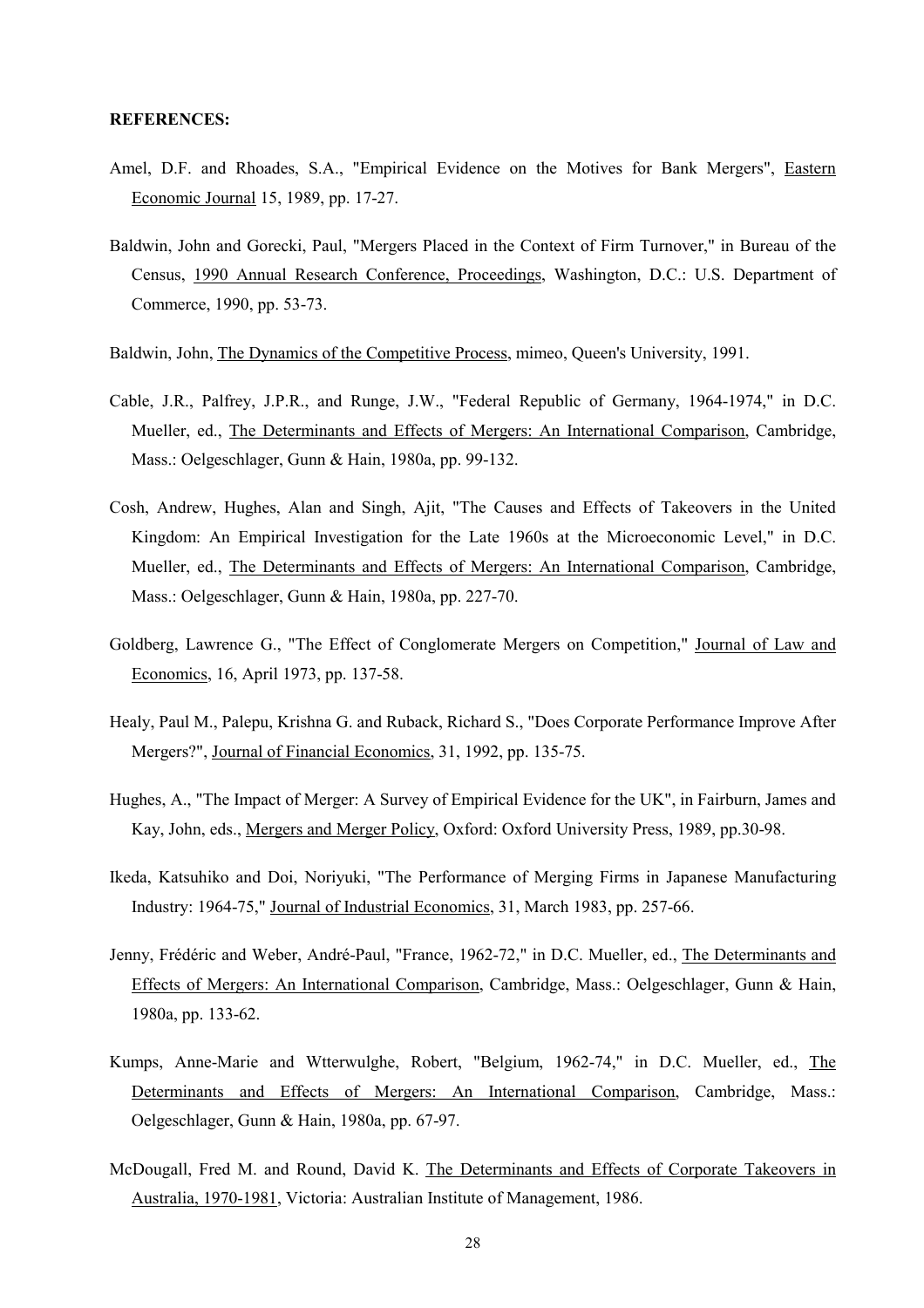**REFERENCES:**

Amel, D.F. and Rhoades, S.A., "Empirical Evidence on the Motives for Bank Mergers", Eastern Economic Journal 15, 1989, pp. 17-27.

Baldwin, John and Gorecki, Paul, "Mergers Placed in the Context of Firm Turnover," in Bureau of the Census, 1990 Annual Research Conference, Proceedings, Washington, D.C.: U.S. Department of Commerce, 1990, pp. 53-73.

Baldwin, John, The Dynamics of the Competitive Process, mimeo, Queen's University, 1991.

Cable, J.R., Palfrey, J.P.R., and Runge, J.W., "Federal Republic of Germany, 1964-1974," in D.C. Mueller, ed., The Determinants and Effects of Mergers: An International Comparison, Cambridge, Mass.: Oelgeschlager, Gunn & Hain, 1980a, pp. 99-132.

Cosh, Andrew, Hughes, Alan and Singh, Ajit, "The Causes and Effects of Takeovers in the United Kingdom: An Empirical Investigation for the Late 1960s at the Microeconomic Level," in D.C. Mueller, ed., The Determinants and Effects of Mergers: An International Comparison, Cambridge, Mass.: Oelgeschlager, Gunn & Hain, 1980a, pp. 227-70.

Goldberg, Lawrence G., "The Effect of Conglomerate Mergers on Competition," Journal of Law and Economics, 16, April 1973, pp. 137-58.

Healy, Paul M., Palepu, Krishna G. and Ruback, Richard S., "Does Corporate Performance Improve After Mergers?", Journal of Financial Economics, 31, 1992, pp. 135-75.

Hughes, A., "The Impact of Merger: A Survey of Empirical Evidence for the UK", in Fairburn, James and Kay, John, eds., Mergers and Merger Policy, Oxford: Oxford University Press, 1989, pp.30-98.

Ikeda, Katsuhiko and Doi, Noriyuki, "The Performance of Merging Firms in Japanese Manufacturing Industry: 1964-75," Journal of Industrial Economics, 31, March 1983, pp. 257-66.

Jenny, Frédéric and Weber, André-Paul, "France, 1962-72," in D.C. Mueller, ed., The Determinants and Effects of Mergers: An International Comparison, Cambridge, Mass.: Oelgeschlager, Gunn & Hain, 1980a, pp. 133-62.

Kumps, Anne-Marie and Wtterwulghe, Robert, "Belgium, 1962-74," in D.C. Mueller, ed., The Determinants and Effects of Mergers: An International Comparison, Cambridge, Mass.: Oelgeschlager, Gunn & Hain, 1980a, pp. 67-97.

McDougall, Fred M. and Round, David K. The Determinants and Effects of Corporate Takeovers in Australia, 1970-1981, Victoria: Australian Institute of Management, 1986.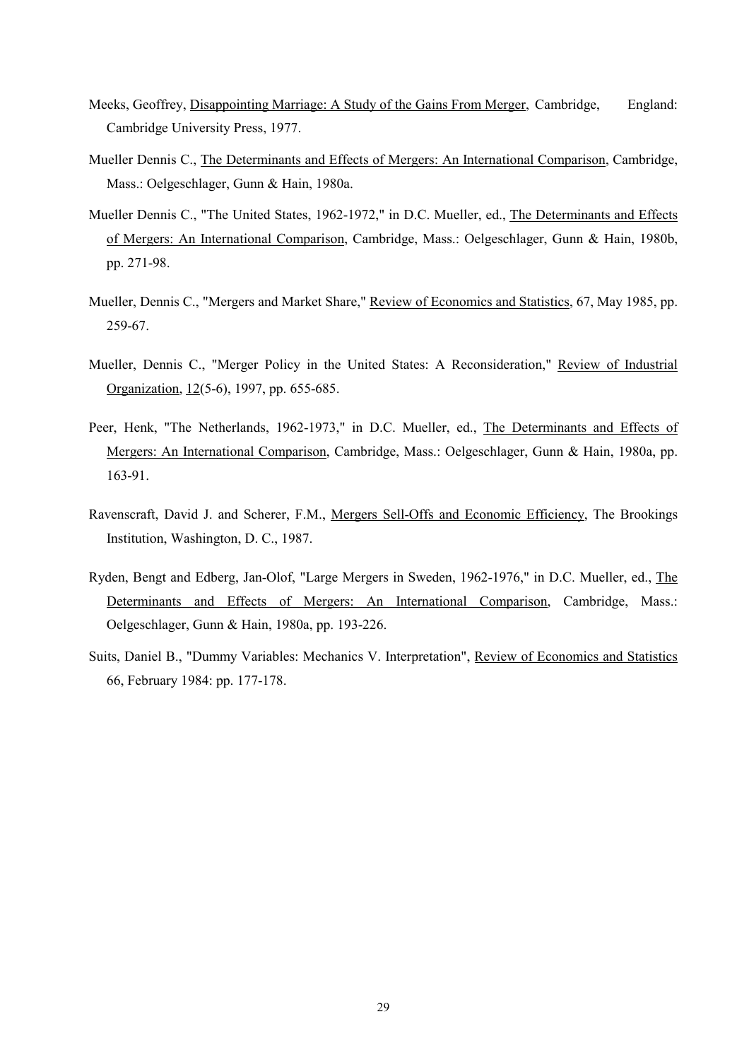Meeks, Geoffrey, Disappointing Marriage: A Study of the Gains From Merger, Cambridge, England: Cambridge University Press, 1977.

Mueller Dennis C., The Determinants and Effects of Mergers: An International Comparison, Cambridge, Mass.: Oelgeschlager, Gunn & Hain, 1980a.

Mueller Dennis C., "The United States, 1962-1972," in D.C. Mueller, ed., The Determinants and Effects of Mergers: An International Comparison, Cambridge, Mass.: Oelgeschlager, Gunn & Hain, 1980b, pp. 271-98.

Mueller, Dennis C., "Mergers and Market Share," Review of Economics and Statistics, 67, May 1985, pp. 259-67.

Mueller, Dennis C., "Merger Policy in the United States: A Reconsideration," Review of Industrial Organization, 12(5-6), 1997, pp. 655-685.

Peer, Henk, "The Netherlands, 1962-1973," in D.C. Mueller, ed., The Determinants and Effects of Mergers: An International Comparison, Cambridge, Mass.: Oelgeschlager, Gunn & Hain, 1980a, pp. 163-91.

Ravenscraft, David J. and Scherer, F.M., Mergers Sell-Offs and Economic Efficiency, The Brookings Institution, Washington, D. C., 1987.

Ryden, Bengt and Edberg, Jan-Olof, "Large Mergers in Sweden, 1962-1976," in D.C. Mueller, ed., The Determinants and Effects of Mergers: An International Comparison, Cambridge, Mass.: Oelgeschlager, Gunn & Hain, 1980a, pp. 193-226.

Suits, Daniel B., "Dummy Variables: Mechanics V. Interpretation", Review of Economics and Statistics 66, February 1984: pp. 177-178.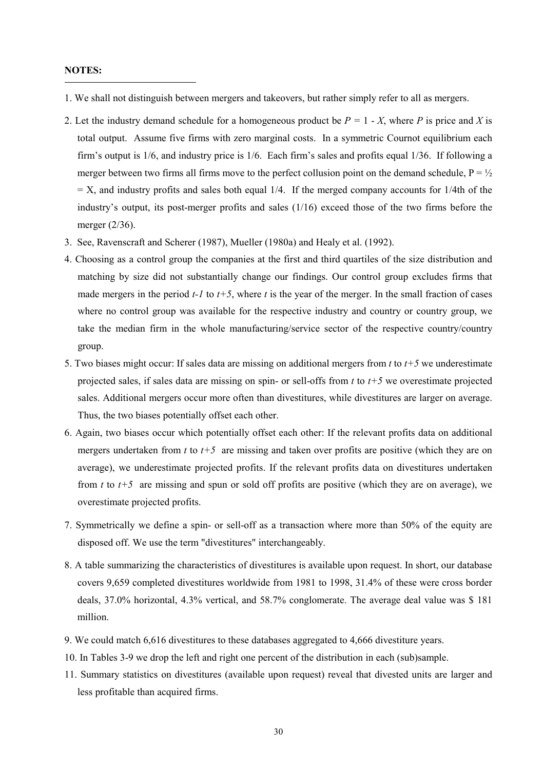**NOTES:**

1. We shall not distinguish between mergers and takeovers, but rather simply refer to all as mergers.
2. Let the industry demand schedule for a homogeneous product be $P = 1 - X$, where $P$ is price and $X$ is total output. Assume five firms with zero marginal costs. In a symmetric Cournot equilibrium each firm's output is 1/6, and industry price is 1/6. Each firm's sales and profits equal 1/36. If following a merger between two firms all firms move to the perfect collusion point on the demand schedule, $P = ½ = X$, and industry profits and sales both equal 1/4. If the merged company accounts for 1/4th of the industry's output, its post-merger profits and sales (1/16) exceed those of the two firms before the merger (2/36).
3. See, Ravenscraft and Scherer (1987), Mueller (1980a) and Healy et al. (1992).
4. Choosing as a control group the companies at the first and third quartiles of the size distribution and matching by size did not substantially change our findings. Our control group excludes firms that made mergers in the period *t-1* to *t+5*, where *t* is the year of the merger. In the small fraction of cases where no control group was available for the respective industry and country or country group, we take the median firm in the whole manufacturing/service sector of the respective country/country group.
5. Two biases might occur: If sales data are missing on additional mergers from *t* to *t+5* we underestimate projected sales, if sales data are missing on spin- or sell-offs from *t* to *t+5* we overestimate projected sales. Additional mergers occur more often than divestitures, while divestitures are larger on average. Thus, the two biases potentially offset each other.
6. Again, two biases occur which potentially offset each other: If the relevant profits data on additional mergers undertaken from *t* to *t+5* are missing and taken over profits are positive (which they are on average), we underestimate projected profits. If the relevant profits data on divestitures undertaken from *t* to *t+5* are missing and spun or sold off profits are positive (which they are on average), we overestimate projected profits.
7. Symmetrically we define a spin- or sell-off as a transaction where more than 50% of the equity are disposed off. We use the term "divestitures" interchangeably.
8. A table summarizing the characteristics of divestitures is available upon request. In short, our database covers 9,659 completed divestitures worldwide from 1981 to 1998, 31.4% of these were cross border deals, 37.0% horizontal, 4.3% vertical, and 58.7% conglomerate. The average deal value was $ 181 million.
9. We could match 6,616 divestitures to these databases aggregated to 4,666 divestiture years.
10. In Tables 3-9 we drop the left and right one percent of the distribution in each (sub)sample.
11. Summary statistics on divestitures (available upon request) reveal that divested units are larger and less profitable than acquired firms.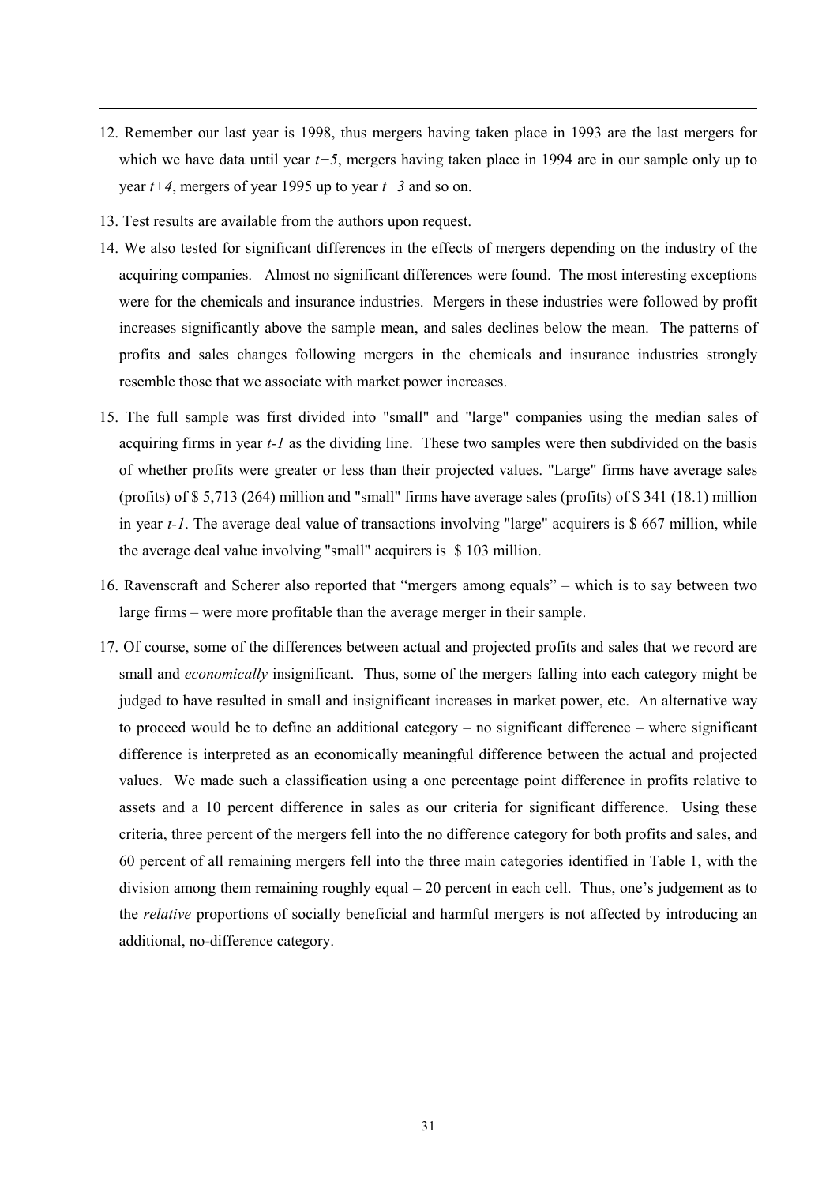12. Remember our last year is 1998, thus mergers having taken place in 1993 are the last mergers for which we have data until year $t+5$, mergers having taken place in 1994 are in our sample only up to year $t+4$, mergers of year 1995 up to year $t+3$ and so on.

13. Test results are available from the authors upon request.

14. We also tested for significant differences in the effects of mergers depending on the industry of the acquiring companies. Almost no significant differences were found. The most interesting exceptions were for the chemicals and insurance industries. Mergers in these industries were followed by profit increases significantly above the sample mean, and sales declines below the mean. The patterns of profits and sales changes following mergers in the chemicals and insurance industries strongly resemble those that we associate with market power increases.

15. The full sample was first divided into "small" and "large" companies using the median sales of acquiring firms in year $t-1$ as the dividing line. These two samples were then subdivided on the basis of whether profits were greater or less than their projected values. "Large" firms have average sales (profits) of $ 5,713 (264) million and "small" firms have average sales (profits) of $ 341 (18.1) million in year $t-1$. The average deal value of transactions involving "large" acquirers is $ 667 million, while the average deal value involving "small" acquirers is $ 103 million.

16. Ravenscraft and Scherer also reported that "mergers among equals" – which is to say between two large firms – were more profitable than the average merger in their sample.

17. Of course, some of the differences between actual and projected profits and sales that we record are small and *economically* insignificant. Thus, some of the mergers falling into each category might be judged to have resulted in small and insignificant increases in market power, etc. An alternative way to proceed would be to define an additional category – no significant difference – where significant difference is interpreted as an economically meaningful difference between the actual and projected values. We made such a classification using a one percentage point difference in profits relative to assets and a 10 percent difference in sales as our criteria for significant difference. Using these criteria, three percent of the mergers fell into the no difference category for both profits and sales, and 60 percent of all remaining mergers fell into the three main categories identified in Table 1, with the division among them remaining roughly equal – 20 percent in each cell. Thus, one's judgement as to the *relative* proportions of socially beneficial and harmful mergers is not affected by introducing an additional, no-difference category.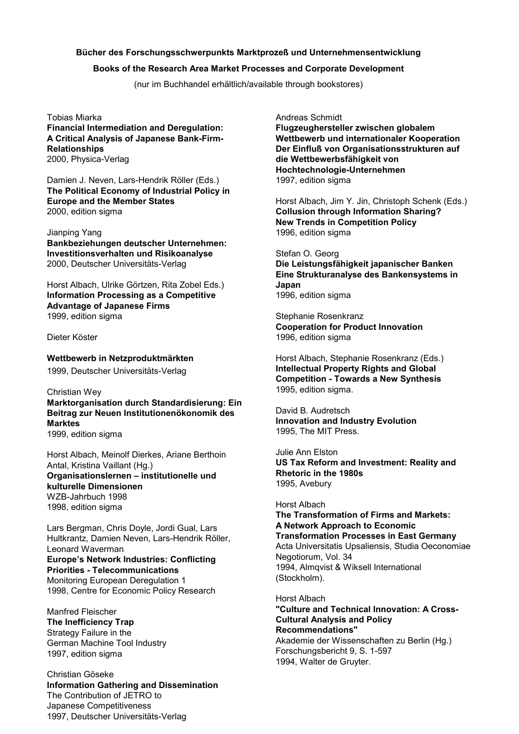**Bücher des Forschungsschwerpunkts Marktprozeß und Unternehmensentwicklung**

**Books of the Research Area Market Processes and Corporate Development**

(nur im Buchhandel erhältlich/available through bookstores)

Tobias Miarka
**Financial Intermediation and Deregulation: A Critical Analysis of Japanese Bank-Firm-Relationships**
2000, Physica-Verlag

Damien J. Neven, Lars-Hendrik Röller (Eds.)
**The Political Economy of Industrial Policy in Europe and the Member States**
2000, edition sigma

Jianping Yang
**Bankbeziehungen deutscher Unternehmen: Investitionsverhalten und Risikoanalyse**
2000, Deutscher Universitäts-Verlag

Horst Albach, Ulrike Görtzen, Rita Zobel Eds.)
**Information Processing as a Competitive Advantage of Japanese Firms**
1999, edition sigma

Dieter Köster

**Wettbewerb in Netzproduktmärkten**
1999, Deutscher Universitäts-Verlag

Christian Wey
**Marktorganisation durch Standardisierung: Ein Beitrag zur Neuen Institutionenökonomik des Marktes**
1999, edition sigma

Horst Albach, Meinolf Dierkes, Ariane Berthoin Antal, Kristina Vaillant (Hg.)
**Organisationslernen – institutionelle und kulturelle Dimensionen**
WZB-Jahrbuch 1998
1998, edition sigma

Lars Bergman, Chris Doyle, Jordi Gual, Lars Hultkrantz, Damien Neven, Lars-Hendrik Röller, Leonard Waverman
**Europe's Network Industries: Conflicting Priorities - Telecommunications**
Monitoring European Deregulation 1
1998, Centre for Economic Policy Research

Manfred Fleischer
**The Inefficiency Trap**
Strategy Failure in the German Machine Tool Industry
1997, edition sigma

Christian Göseke
**Information Gathering and Dissemination**
The Contribution of JETRO to Japanese Competitiveness
1997, Deutscher Universitäts-Verlag

Andreas Schmidt
**Flugzeughersteller zwischen globalem Wettbewerb und internationaler Kooperation Der Einfluß von Organisationsstrukturen auf die Wettbewerbsfähigkeit von Hochtechnologie-Unternehmen**
1997, edition sigma

Horst Albach, Jim Y. Jin, Christoph Schenk (Eds.)
**Collusion through Information Sharing? New Trends in Competition Policy**
1996, edition sigma

Stefan O. Georg
**Die Leistungsfähigkeit japanischer Banken Eine Strukturanalyse des Bankensystems in Japan**
1996, edition sigma

Stephanie Rosenkranz
**Cooperation for Product Innovation**
1996, edition sigma

Horst Albach, Stephanie Rosenkranz (Eds.)
**Intellectual Property Rights and Global Competition - Towards a New Synthesis**
1995, edition sigma.

David B. Audretsch
**Innovation and Industry Evolution**
1995, The MIT Press.

Julie Ann Elston
**US Tax Reform and Investment: Reality and Rhetoric in the 1980s**
1995, Avebury

Horst Albach
**The Transformation of Firms and Markets: A Network Approach to Economic Transformation Processes in East Germany**
Acta Universitatis Upsaliensis, Studia Oeconomiae Negotiorum, Vol. 34
1994, Almqvist & Wiksell International (Stockholm).

Horst Albach
**"Culture and Technical Innovation: A Cross-Cultural Analysis and Policy Recommendations"**
Akademie der Wissenschaften zu Berlin (Hg.)
Forschungsbericht 9, S. 1-597
1994, Walter de Gruyter.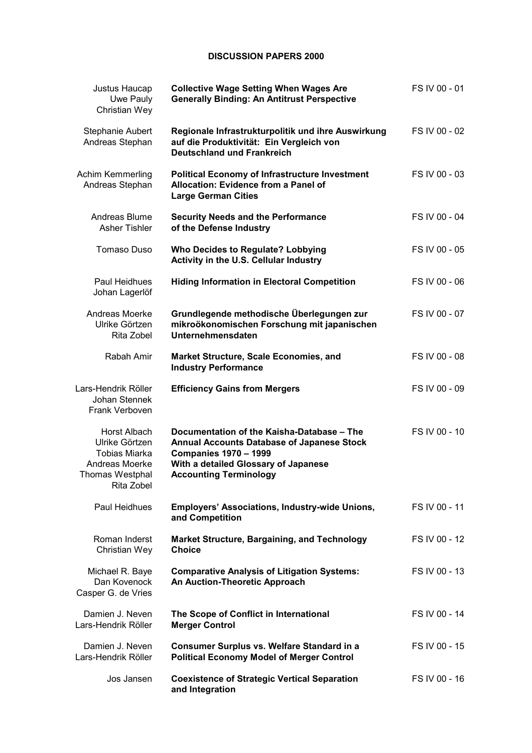## DISCUSSION PAPERS 2000

| Authors | Title | Number |
|---|---|---|
| Justus Haucap<br>Uwe Pauly<br>Christian Wey | **Collective Wage Setting When Wages Are Generally Binding: An Antitrust Perspective** | FS IV 00 - 01 |
| Stephanie Aubert<br>Andreas Stephan | **Regionale Infrastrukturpolitik und ihre Auswirkung auf die Produktivität: Ein Vergleich von Deutschland und Frankreich** | FS IV 00 - 02 |
| Achim Kemmerling<br>Andreas Stephan | **Political Economy of Infrastructure Investment Allocation: Evidence from a Panel of Large German Cities** | FS IV 00 - 03 |
| Andreas Blume<br>Asher Tishler | **Security Needs and the Performance of the Defense Industry** | FS IV 00 - 04 |
| Tomaso Duso | **Who Decides to Regulate? Lobbying Activity in the U.S. Cellular Industry** | FS IV 00 - 05 |
| Paul Heidhues<br>Johan Lagerlöf | **Hiding Information in Electoral Competition** | FS IV 00 - 06 |
| Andreas Moerke<br>Ulrike Görtzen<br>Rita Zobel | **Grundlegende methodische Überlegungen zur mikroökonomischen Forschung mit japanischen Unternehmensdaten** | FS IV 00 - 07 |
| Rabah Amir | **Market Structure, Scale Economies, and Industry Performance** | FS IV 00 - 08 |
| Lars-Hendrik Röller<br>Johan Stennek<br>Frank Verboven | **Efficiency Gains from Mergers** | FS IV 00 - 09 |
| Horst Albach<br>Ulrike Görtzen<br>Tobias Miarka<br>Andreas Moerke<br>Thomas Westphal<br>Rita Zobel | **Documentation of the Kaisha-Database – The Annual Accounts Database of Japanese Stock Companies 1970 – 1999 With a detailed Glossary of Japanese Accounting Terminology** | FS IV 00 - 10 |
| Paul Heidhues | **Employers' Associations, Industry-wide Unions, and Competition** | FS IV 00 - 11 |
| Roman Inderst<br>Christian Wey | **Market Structure, Bargaining, and Technology Choice** | FS IV 00 - 12 |
| Michael R. Baye<br>Dan Kovenock<br>Casper G. de Vries | **Comparative Analysis of Litigation Systems: An Auction-Theoretic Approach** | FS IV 00 - 13 |
| Damien J. Neven<br>Lars-Hendrik Röller | **The Scope of Conflict in International Merger Control** | FS IV 00 - 14 |
| Damien J. Neven<br>Lars-Hendrik Röller | **Consumer Surplus vs. Welfare Standard in a Political Economy Model of Merger Control** | FS IV 00 - 15 |
| Jos Jansen | **Coexistence of Strategic Vertical Separation and Integration** | FS IV 00 - 16 |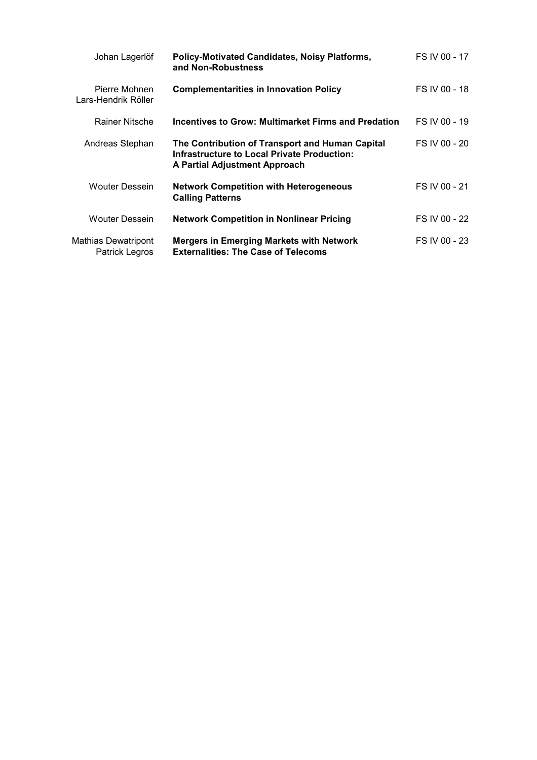| | | |
|---|---|---|
| Johan Lagerlöf | **Policy-Motivated Candidates, Noisy Platforms, and Non-Robustness** | FS IV 00 - 17 |
| Pierre Mohnen<br>Lars-Hendrik Röller | **Complementarities in Innovation Policy** | FS IV 00 - 18 |
| Rainer Nitsche | **Incentives to Grow: Multimarket Firms and Predation** | FS IV 00 - 19 |
| Andreas Stephan | **The Contribution of Transport and Human Capital Infrastructure to Local Private Production: A Partial Adjustment Approach** | FS IV 00 - 20 |
| Wouter Dessein | **Network Competition with Heterogeneous Calling Patterns** | FS IV 00 - 21 |
| Wouter Dessein | **Network Competition in Nonlinear Pricing** | FS IV 00 - 22 |
| Mathias Dewatripont<br>Patrick Legros | **Mergers in Emerging Markets with Network Externalities: The Case of Telecoms** | FS IV 00 - 23 |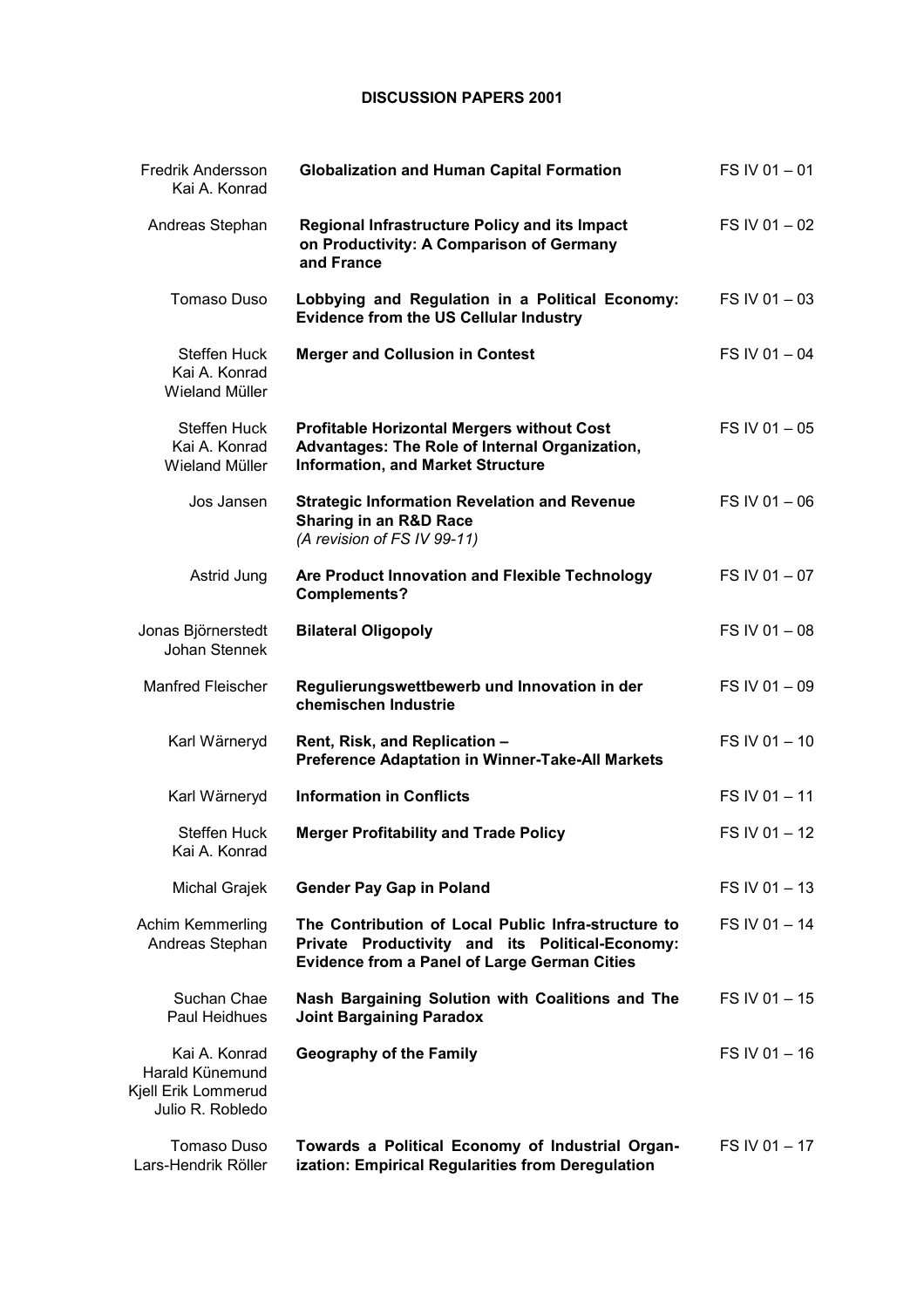**DISCUSSION PAPERS 2001**

| | | |
|---|---|---|
| Fredrik Andersson<br>Kai A. Konrad | **Globalization and Human Capital Formation** | FS IV 01 – 01 |
| Andreas Stephan | **Regional Infrastructure Policy and its Impact on Productivity: A Comparison of Germany and France** | FS IV 01 – 02 |
| Tomaso Duso | **Lobbying and Regulation in a Political Economy: Evidence from the US Cellular Industry** | FS IV 01 – 03 |
| Steffen Huck<br>Kai A. Konrad<br>Wieland Müller | **Merger and Collusion in Contest** | FS IV 01 – 04 |
| Steffen Huck<br>Kai A. Konrad<br>Wieland Müller | **Profitable Horizontal Mergers without Cost Advantages: The Role of Internal Organization, Information, and Market Structure** | FS IV 01 – 05 |
| Jos Jansen | **Strategic Information Revelation and Revenue Sharing in an R&D Race**<br>*(A revision of FS IV 99-11)* | FS IV 01 – 06 |
| Astrid Jung | **Are Product Innovation and Flexible Technology Complements?** | FS IV 01 – 07 |
| Jonas Björnerstedt<br>Johan Stennek | **Bilateral Oligopoly** | FS IV 01 – 08 |
| Manfred Fleischer | **Regulierungswettbewerb und Innovation in der chemischen Industrie** | FS IV 01 – 09 |
| Karl Wärneryd | **Rent, Risk, and Replication – Preference Adaptation in Winner-Take-All Markets** | FS IV 01 – 10 |
| Karl Wärneryd | **Information in Conflicts** | FS IV 01 – 11 |
| Steffen Huck<br>Kai A. Konrad | **Merger Profitability and Trade Policy** | FS IV 01 – 12 |
| Michal Grajek | **Gender Pay Gap in Poland** | FS IV 01 – 13 |
| Achim Kemmerling<br>Andreas Stephan | **The Contribution of Local Public Infra-structure to Private Productivity and its Political-Economy: Evidence from a Panel of Large German Cities** | FS IV 01 – 14 |
| Suchan Chae<br>Paul Heidhues | **Nash Bargaining Solution with Coalitions and The Joint Bargaining Paradox** | FS IV 01 – 15 |
| Kai A. Konrad<br>Harald Künemund<br>Kjell Erik Lommerud<br>Julio R. Robledo | **Geography of the Family** | FS IV 01 – 16 |
| Tomaso Duso<br>Lars-Hendrik Röller | **Towards a Political Economy of Industrial Organization: Empirical Regularities from Deregulation** | FS IV 01 – 17 |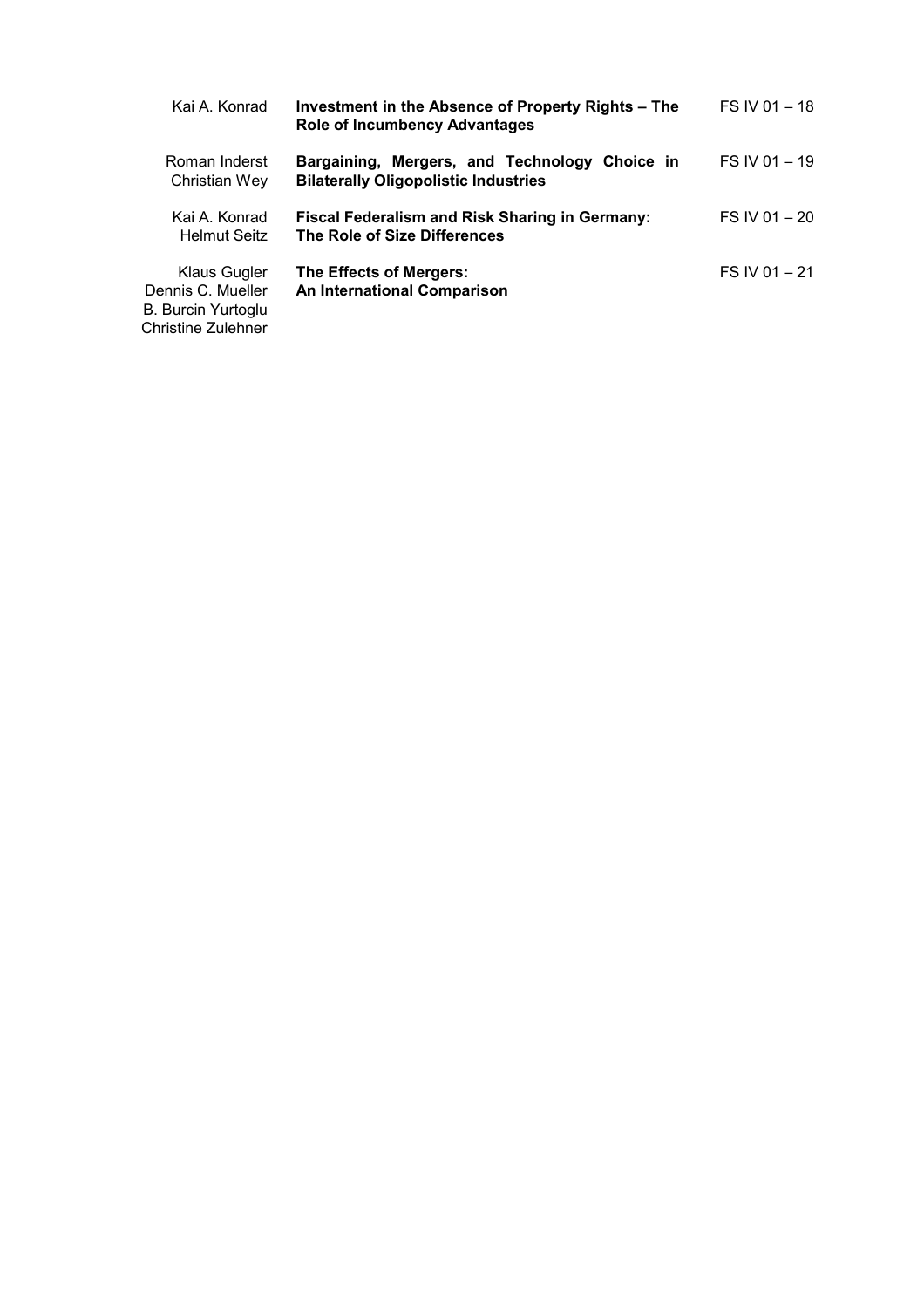| | | |
|---|---|---|
| Kai A. Konrad | **Investment in the Absence of Property Rights – The Role of Incumbency Advantages** | FS IV 01 – 18 |
| Roman Inderst<br>Christian Wey | **Bargaining, Mergers, and Technology Choice in Bilaterally Oligopolistic Industries** | FS IV 01 – 19 |
| Kai A. Konrad<br>Helmut Seitz | **Fiscal Federalism and Risk Sharing in Germany: The Role of Size Differences** | FS IV 01 – 20 |
| Klaus Gugler<br>Dennis C. Mueller<br>B. Burcin Yurtoglu<br>Christine Zulehner | **The Effects of Mergers: An International Comparison** | FS IV 01 – 21 |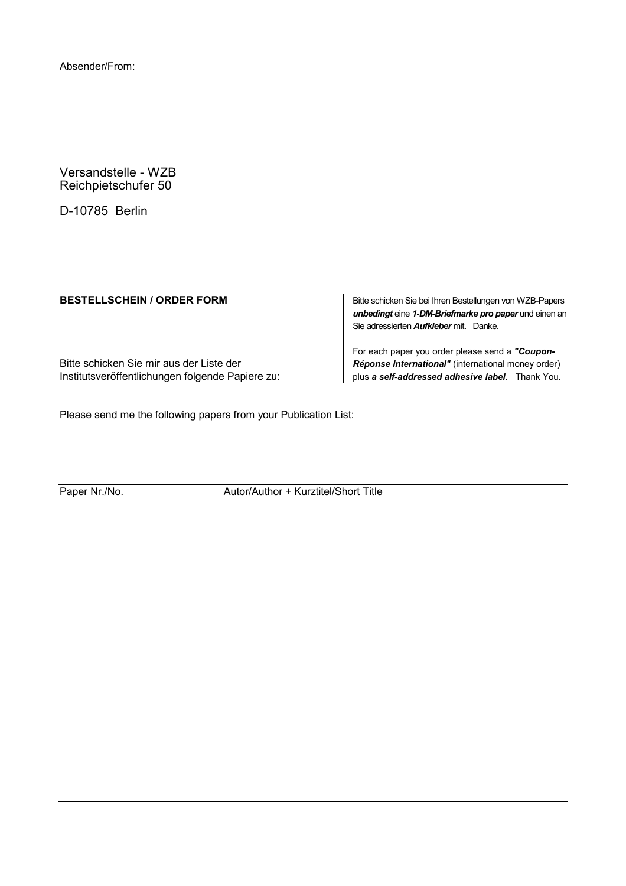Absender/From:

Versandstelle - WZB
Reichpietschufer 50

D-10785 Berlin

**BESTELLSCHEIN / ORDER FORM**

Bitte schicken Sie bei Ihren Bestellungen von WZB-Papers ***unbedingt*** eine ***1-DM-Briefmarke pro paper*** und einen an Sie adressierten ***Aufkleber*** mit. Danke.

For each paper you order please send a ***"Coupon-Réponse International"*** (international money order) plus ***a self-addressed adhesive label***. Thank You.

Bitte schicken Sie mir aus der Liste der Institutsveröffentlichungen folgende Papiere zu:

Please send me the following papers from your Publication List:

| Paper Nr./No. | Autor/Author + Kurztitel/Short Title |
| --- | --- |